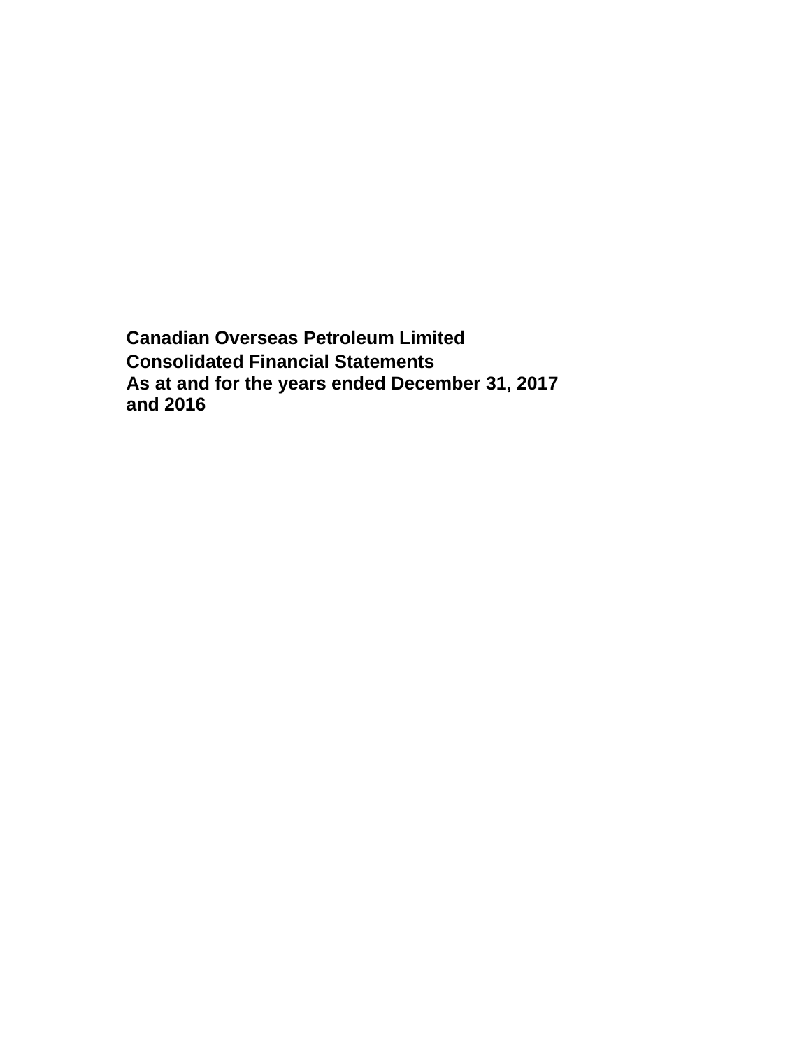**Canadian Overseas Petroleum Limited**

**Consolidated Financial Statements**

**As at and for the years ended December 31, 2017 and 2016**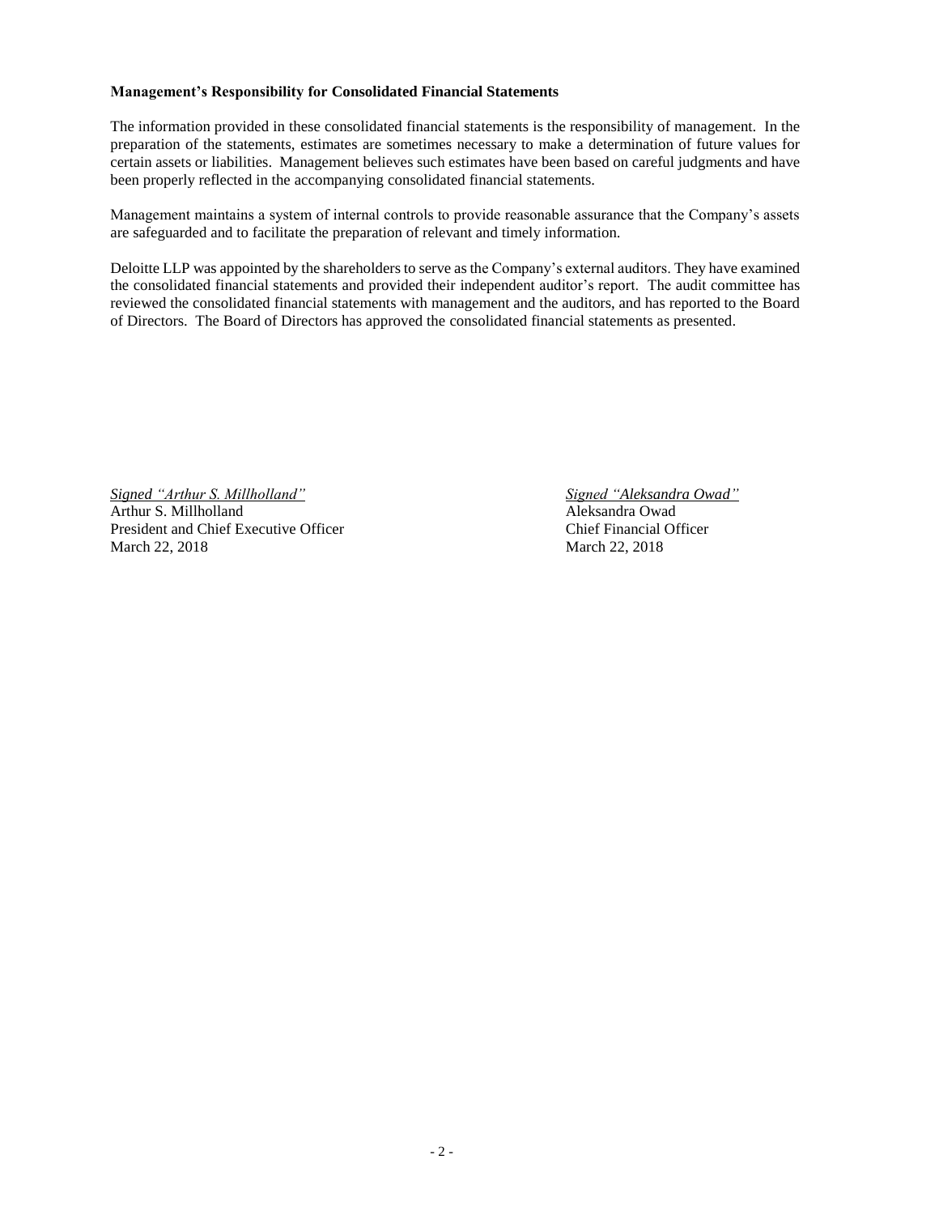**Management's Responsibility for Consolidated Financial Statements**

The information provided in these consolidated financial statements is the responsibility of management. In the preparation of the statements, estimates are sometimes necessary to make a determination of future values for certain assets or liabilities. Management believes such estimates have been based on careful judgments and have been properly reflected in the accompanying consolidated financial statements.

Management maintains a system of internal controls to provide reasonable assurance that the Company's assets are safeguarded and to facilitate the preparation of relevant and timely information.

Deloitte LLP was appointed by the shareholders to serve as the Company's external auditors. They have examined the consolidated financial statements and provided their independent auditor's report. The audit committee has reviewed the consolidated financial statements with management and the auditors, and has reported to the Board of Directors. The Board of Directors has approved the consolidated financial statements as presented.

*Signed "Arthur S. Millholland"*
Arthur S. Millholland
President and Chief Executive Officer
March 22, 2018

*Signed "Aleksandra Owad"*
Aleksandra Owad
Chief Financial Officer
March 22, 2018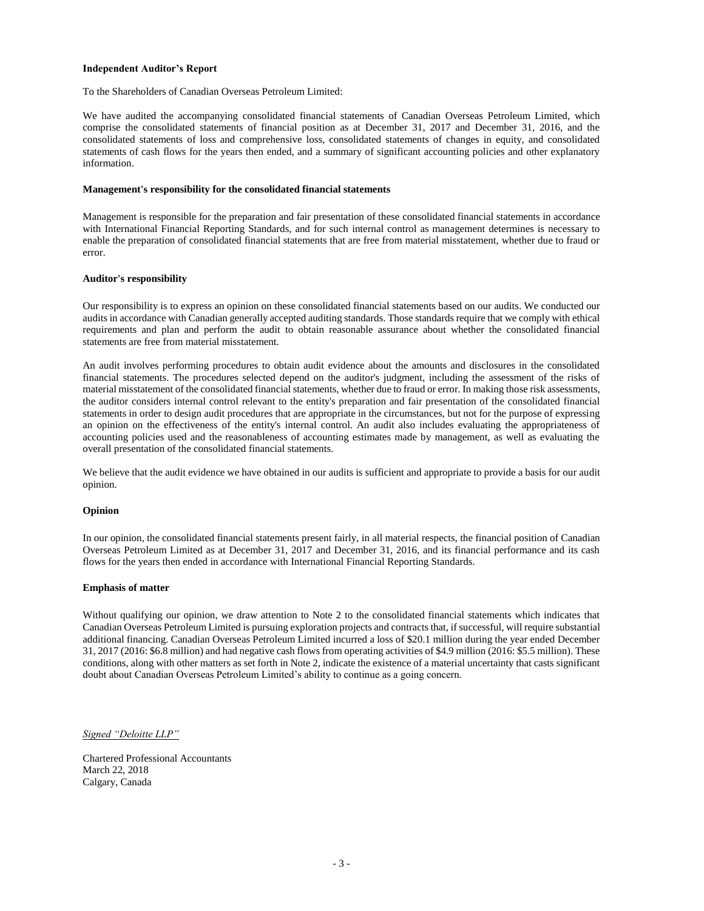## Independent Auditor's Report

To the Shareholders of Canadian Overseas Petroleum Limited:

We have audited the accompanying consolidated financial statements of Canadian Overseas Petroleum Limited, which comprise the consolidated statements of financial position as at December 31, 2017 and December 31, 2016, and the consolidated statements of loss and comprehensive loss, consolidated statements of changes in equity, and consolidated statements of cash flows for the years then ended, and a summary of significant accounting policies and other explanatory information.

### Management's responsibility for the consolidated financial statements

Management is responsible for the preparation and fair presentation of these consolidated financial statements in accordance with International Financial Reporting Standards, and for such internal control as management determines is necessary to enable the preparation of consolidated financial statements that are free from material misstatement, whether due to fraud or error.

### Auditor's responsibility

Our responsibility is to express an opinion on these consolidated financial statements based on our audits. We conducted our audits in accordance with Canadian generally accepted auditing standards. Those standards require that we comply with ethical requirements and plan and perform the audit to obtain reasonable assurance about whether the consolidated financial statements are free from material misstatement.

An audit involves performing procedures to obtain audit evidence about the amounts and disclosures in the consolidated financial statements. The procedures selected depend on the auditor's judgment, including the assessment of the risks of material misstatement of the consolidated financial statements, whether due to fraud or error. In making those risk assessments, the auditor considers internal control relevant to the entity's preparation and fair presentation of the consolidated financial statements in order to design audit procedures that are appropriate in the circumstances, but not for the purpose of expressing an opinion on the effectiveness of the entity's internal control. An audit also includes evaluating the appropriateness of accounting policies used and the reasonableness of accounting estimates made by management, as well as evaluating the overall presentation of the consolidated financial statements.

We believe that the audit evidence we have obtained in our audits is sufficient and appropriate to provide a basis for our audit opinion.

### Opinion

In our opinion, the consolidated financial statements present fairly, in all material respects, the financial position of Canadian Overseas Petroleum Limited as at December 31, 2017 and December 31, 2016, and its financial performance and its cash flows for the years then ended in accordance with International Financial Reporting Standards.

### Emphasis of matter

Without qualifying our opinion, we draw attention to Note 2 to the consolidated financial statements which indicates that Canadian Overseas Petroleum Limited is pursuing exploration projects and contracts that, if successful, will require substantial additional financing. Canadian Overseas Petroleum Limited incurred a loss of $20.1 million during the year ended December 31, 2017 (2016: $6.8 million) and had negative cash flows from operating activities of $4.9 million (2016: $5.5 million). These conditions, along with other matters as set forth in Note 2, indicate the existence of a material uncertainty that casts significant doubt about Canadian Overseas Petroleum Limited's ability to continue as a going concern.

*Signed "Deloitte LLP"*

Chartered Professional Accountants
March 22, 2018
Calgary, Canada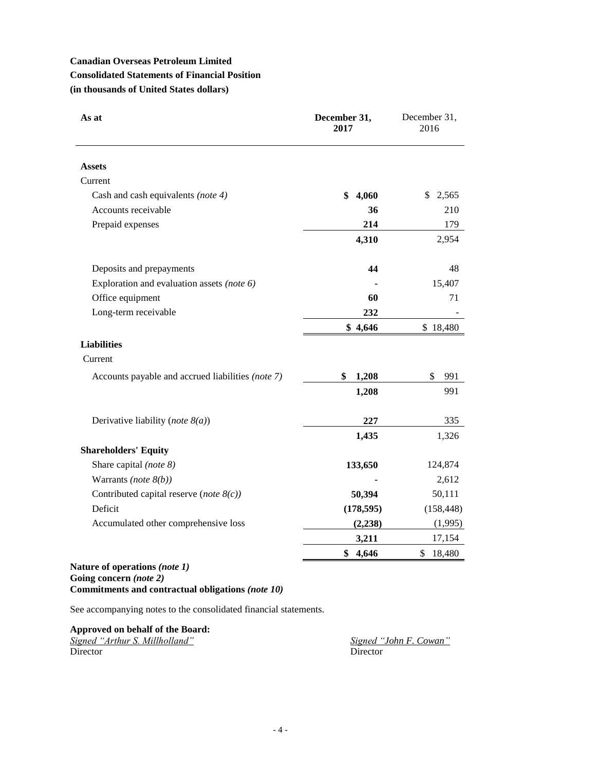**Canadian Overseas Petroleum Limited**
**Consolidated Statements of Financial Position**
**(in thousands of United States dollars)**

| **As at** | **December 31, 2017** | December 31, 2016 |
|---|---|---|
| **Assets** | | |
| Current | | |
| Cash and cash equivalents *(note 4)* | **$ 4,060** | $ 2,565 |
| Accounts receivable | **36** | 210 |
| Prepaid expenses | **214** | 179 |
| | **4,310** | 2,954 |
| Deposits and prepayments | **44** | 48 |
| Exploration and evaluation assets *(note 6)* | **-** | 15,407 |
| Office equipment | **60** | 71 |
| Long-term receivable | **232** | - |
| | **$ 4,646** | $ 18,480 |
| **Liabilities** | | |
| Current | | |
| Accounts payable and accrued liabilities *(note 7)* | **$ 1,208** | $ 991 |
| | **1,208** | 991 |
| Derivative liability (*note 8(a)*) | **227** | 335 |
| | **1,435** | 1,326 |
| **Shareholders' Equity** | | |
| Share capital *(note 8)* | **133,650** | 124,874 |
| Warrants *(note 8(b))* | **-** | 2,612 |
| Contributed capital reserve (*note 8(c))* | **50,394** | 50,111 |
| Deficit | **(178,595)** | (158,448) |
| Accumulated other comprehensive loss | **(2,238)** | (1,995) |
| | **3,211** | 17,154 |
| | **$ 4,646** | $ 18,480 |

**Nature of operations *(note 1)***
**Going concern *(note 2)***
**Commitments and contractual obligations *(note 10)***

See accompanying notes to the consolidated financial statements.

**Approved on behalf of the Board:**

*Signed "Arthur S. Millholland"*
Director

*Signed "John F. Cowan"*
Director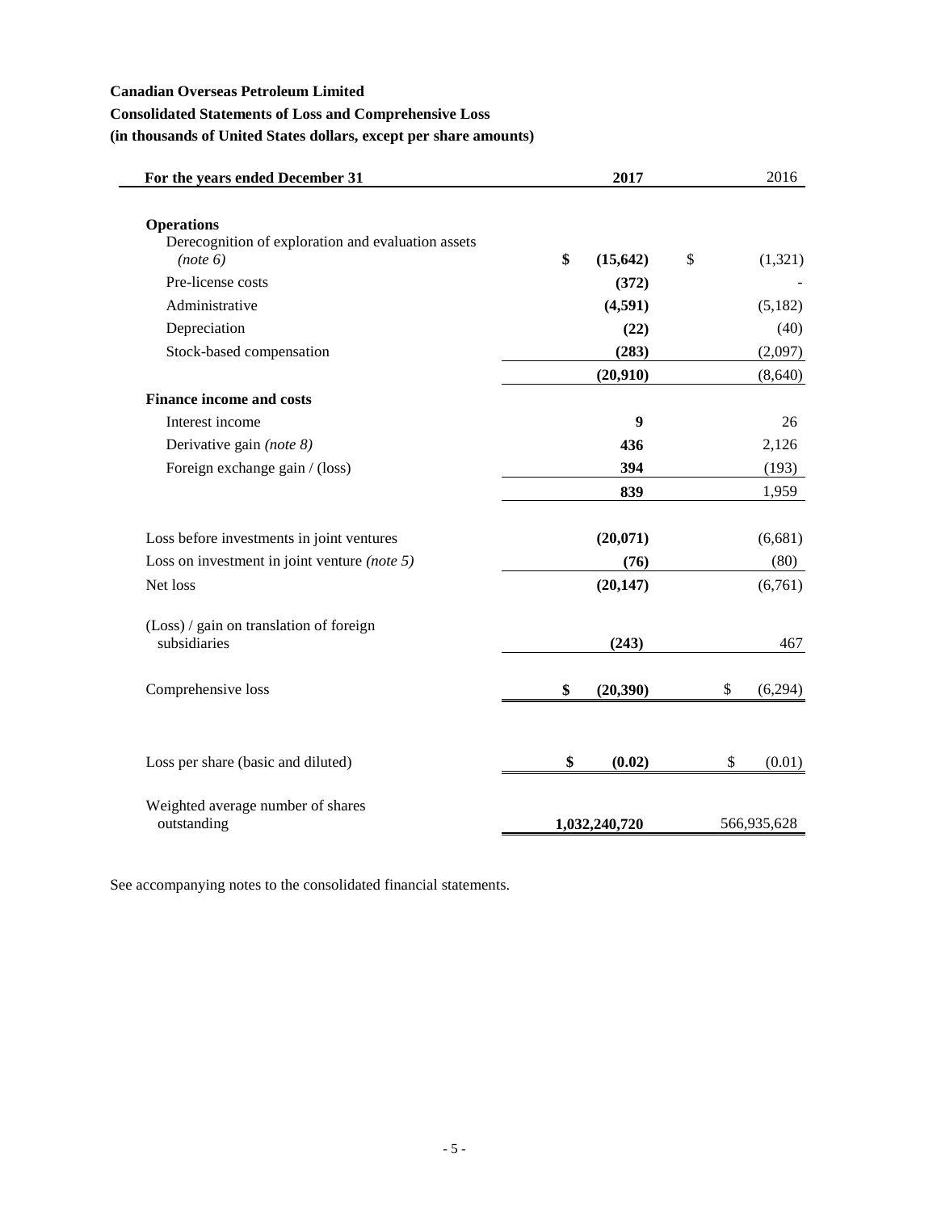**Canadian Overseas Petroleum Limited**

**Consolidated Statements of Loss and Comprehensive Loss**

**(in thousands of United States dollars, except per share amounts)**

| For the years ended December 31 | 2017 | 2016 |
|---|---|---|
| **Operations** | | |
| Derecognition of exploration and evaluation assets *(note 6)* | **$ (15,642)** | $ (1,321) |
| Pre-license costs | **(372)** | - |
| Administrative | **(4,591)** | (5,182) |
| Depreciation | **(22)** | (40) |
| Stock-based compensation | **(283)** | (2,097) |
| | **(20,910)** | (8,640) |
| **Finance income and costs** | | |
| Interest income | **9** | 26 |
| Derivative gain *(note 8)* | **436** | 2,126 |
| Foreign exchange gain / (loss) | **394** | (193) |
| | **839** | 1,959 |
| Loss before investments in joint ventures | **(20,071)** | (6,681) |
| Loss on investment in joint venture *(note 5)* | **(76)** | (80) |
| Net loss | **(20,147)** | (6,761) |
| (Loss) / gain on translation of foreign subsidiaries | **(243)** | 467 |
| Comprehensive loss | **$ (20,390)** | $ (6,294) |
| Loss per share (basic and diluted) | **$ (0.02)** | $ (0.01) |
| Weighted average number of shares outstanding | **1,032,240,720** | 566,935,628 |

See accompanying notes to the consolidated financial statements.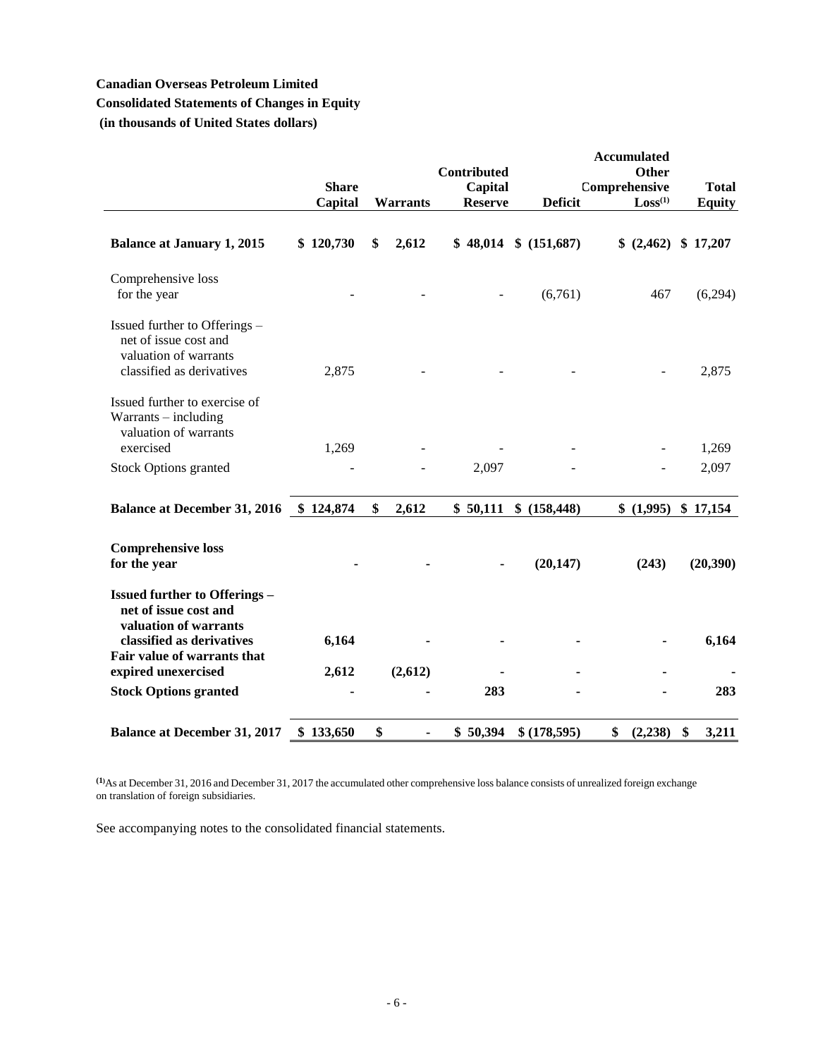**Canadian Overseas Petroleum Limited**

**Consolidated Statements of Changes in Equity**

**(in thousands of United States dollars)**

| | Share Capital | Warrants | Contributed Capital Reserve | Deficit | Accumulated Other Comprehensive Loss[(1)] | Total Equity |
|---|---|---|---|---|---|---|
| **Balance at January 1, 2015** | **$ 120,730** | **$ 2,612** | **$ 48,014** | **$ (151,687)** | **$ (2,462)** | **$ 17,207** |
| Comprehensive loss for the year | - | - | - | (6,761) | 467 | (6,294) |
| Issued further to Offerings – net of issue cost and valuation of warrants classified as derivatives | 2,875 | - | - | - | - | 2,875 |
| Issued further to exercise of Warrants – including valuation of warrants exercised | 1,269 | - | - | - | - | 1,269 |
| Stock Options granted | - | - | 2,097 | - | - | 2,097 |
| **Balance at December 31, 2016** | **$ 124,874** | **$ 2,612** | **$ 50,111** | **$ (158,448)** | **$ (1,995)** | **$ 17,154** |
| **Comprehensive loss for the year** | **-** | **-** | **-** | **(20,147)** | **(243)** | **(20,390)** |
| **Issued further to Offerings – net of issue cost and valuation of warrants classified as derivatives** | **6,164** | **-** | **-** | **-** | **-** | **6,164** |
| **Fair value of warrants that expired unexercised** | **2,612** | **(2,612)** | **-** | **-** | **-** | **-** |
| **Stock Options granted** | **-** | **-** | **283** | **-** | **-** | **283** |
| **Balance at December 31, 2017** | **$ 133,650** | **$ -** | **$ 50,394** | **$ (178,595)** | **$ (2,238)** | **$ 3,211** |

[(1)]As at December 31, 2016 and December 31, 2017 the accumulated other comprehensive loss balance consists of unrealized foreign exchange on translation of foreign subsidiaries.

See accompanying notes to the consolidated financial statements.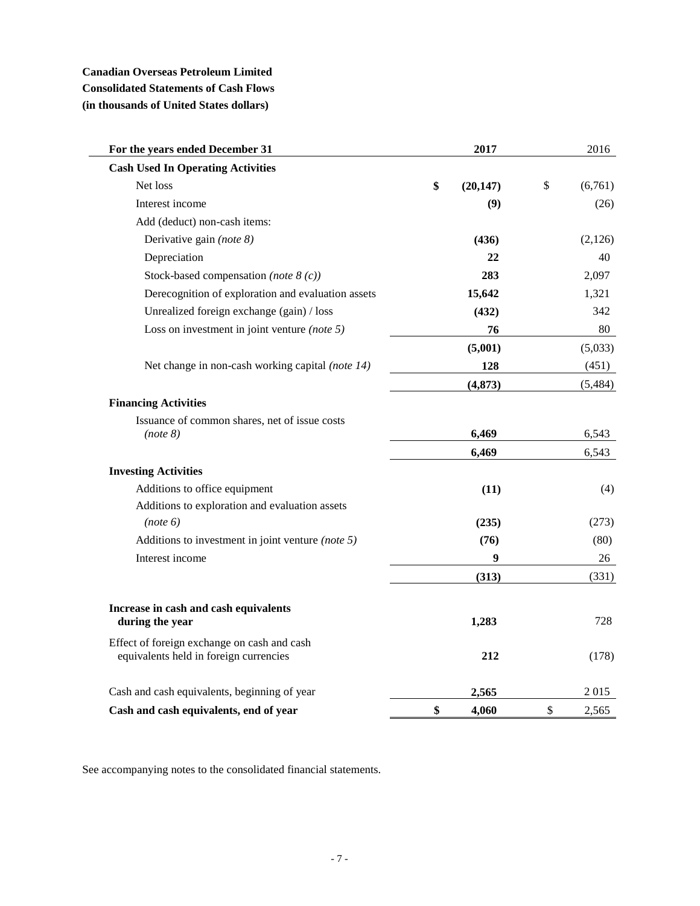**Canadian Overseas Petroleum Limited**
**Consolidated Statements of Cash Flows**
**(in thousands of United States dollars)**

| For the years ended December 31 | 2017 | 2016 |
|---|---|---|
| **Cash Used In Operating Activities** | | |
| Net loss | **$ (20,147)** | $ (6,761) |
| Interest income | **(9)** | (26) |
| Add (deduct) non-cash items: | | |
| Derivative gain *(note 8)* | **(436)** | (2,126) |
| Depreciation | **22** | 40 |
| Stock-based compensation *(note 8 (c))* | **283** | 2,097 |
| Derecognition of exploration and evaluation assets | **15,642** | 1,321 |
| Unrealized foreign exchange (gain) / loss | **(432)** | 342 |
| Loss on investment in joint venture *(note 5)* | **76** | 80 |
| | **(5,001)** | (5,033) |
| Net change in non-cash working capital *(note 14)* | **128** | (451) |
| | **(4,873)** | (5,484) |
| **Financing Activities** | | |
| Issuance of common shares, net of issue costs *(note 8)* | **6,469** | 6,543 |
| | **6,469** | 6,543 |
| **Investing Activities** | | |
| Additions to office equipment | **(11)** | (4) |
| Additions to exploration and evaluation assets *(note 6)* | **(235)** | (273) |
| Additions to investment in joint venture *(note 5)* | **(76)** | (80) |
| Interest income | **9** | 26 |
| | **(313)** | (331) |
| **Increase in cash and cash equivalents during the year** | **1,283** | 728 |
| Effect of foreign exchange on cash and cash equivalents held in foreign currencies | **212** | (178) |
| Cash and cash equivalents, beginning of year | **2,565** | 2 015 |
| **Cash and cash equivalents, end of year** | **$ 4,060** | $ 2,565 |

See accompanying notes to the consolidated financial statements.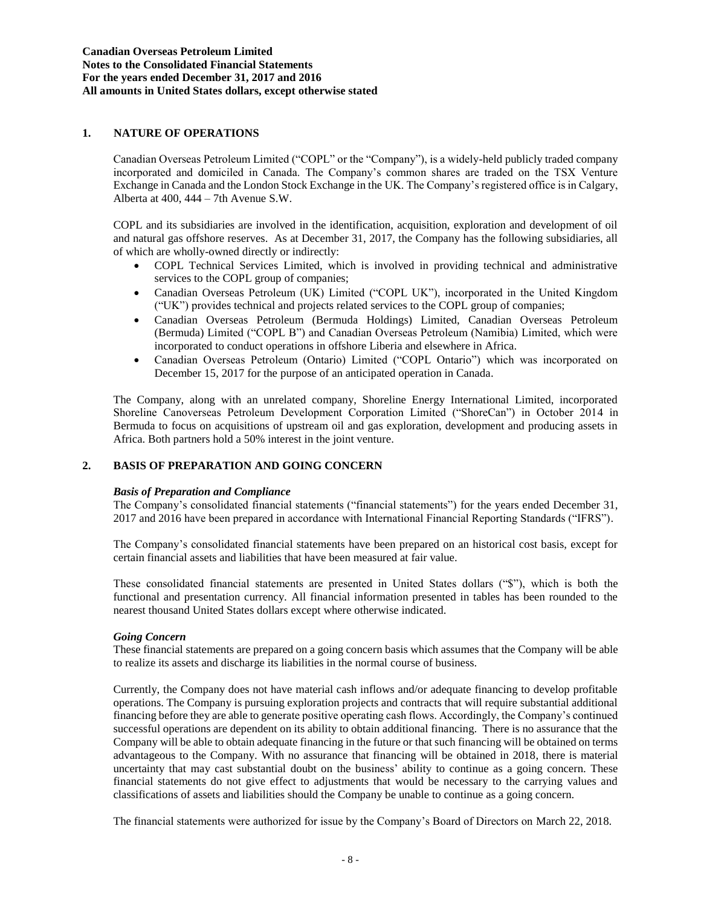## 1. NATURE OF OPERATIONS

Canadian Overseas Petroleum Limited ("COPL" or the "Company"), is a widely-held publicly traded company incorporated and domiciled in Canada. The Company's common shares are traded on the TSX Venture Exchange in Canada and the London Stock Exchange in the UK. The Company's registered office is in Calgary, Alberta at 400, 444 – 7th Avenue S.W.

COPL and its subsidiaries are involved in the identification, acquisition, exploration and development of oil and natural gas offshore reserves. As at December 31, 2017, the Company has the following subsidiaries, all of which are wholly-owned directly or indirectly:

- COPL Technical Services Limited, which is involved in providing technical and administrative services to the COPL group of companies;
- Canadian Overseas Petroleum (UK) Limited ("COPL UK"), incorporated in the United Kingdom ("UK") provides technical and projects related services to the COPL group of companies;
- Canadian Overseas Petroleum (Bermuda Holdings) Limited, Canadian Overseas Petroleum (Bermuda) Limited ("COPL B") and Canadian Overseas Petroleum (Namibia) Limited, which were incorporated to conduct operations in offshore Liberia and elsewhere in Africa.
- Canadian Overseas Petroleum (Ontario) Limited ("COPL Ontario") which was incorporated on December 15, 2017 for the purpose of an anticipated operation in Canada.

The Company, along with an unrelated company, Shoreline Energy International Limited, incorporated Shoreline Canoverseas Petroleum Development Corporation Limited ("ShoreCan") in October 2014 in Bermuda to focus on acquisitions of upstream oil and gas exploration, development and producing assets in Africa. Both partners hold a 50% interest in the joint venture.

## 2. BASIS OF PREPARATION AND GOING CONCERN

***Basis of Preparation and Compliance***

The Company's consolidated financial statements ("financial statements") for the years ended December 31, 2017 and 2016 have been prepared in accordance with International Financial Reporting Standards ("IFRS").

The Company's consolidated financial statements have been prepared on an historical cost basis, except for certain financial assets and liabilities that have been measured at fair value.

These consolidated financial statements are presented in United States dollars ("$"), which is both the functional and presentation currency. All financial information presented in tables has been rounded to the nearest thousand United States dollars except where otherwise indicated.

***Going Concern***

These financial statements are prepared on a going concern basis which assumes that the Company will be able to realize its assets and discharge its liabilities in the normal course of business.

Currently, the Company does not have material cash inflows and/or adequate financing to develop profitable operations. The Company is pursuing exploration projects and contracts that will require substantial additional financing before they are able to generate positive operating cash flows. Accordingly, the Company's continued successful operations are dependent on its ability to obtain additional financing. There is no assurance that the Company will be able to obtain adequate financing in the future or that such financing will be obtained on terms advantageous to the Company. With no assurance that financing will be obtained in 2018, there is material uncertainty that may cast substantial doubt on the business' ability to continue as a going concern. These financial statements do not give effect to adjustments that would be necessary to the carrying values and classifications of assets and liabilities should the Company be unable to continue as a going concern.

The financial statements were authorized for issue by the Company's Board of Directors on March 22, 2018.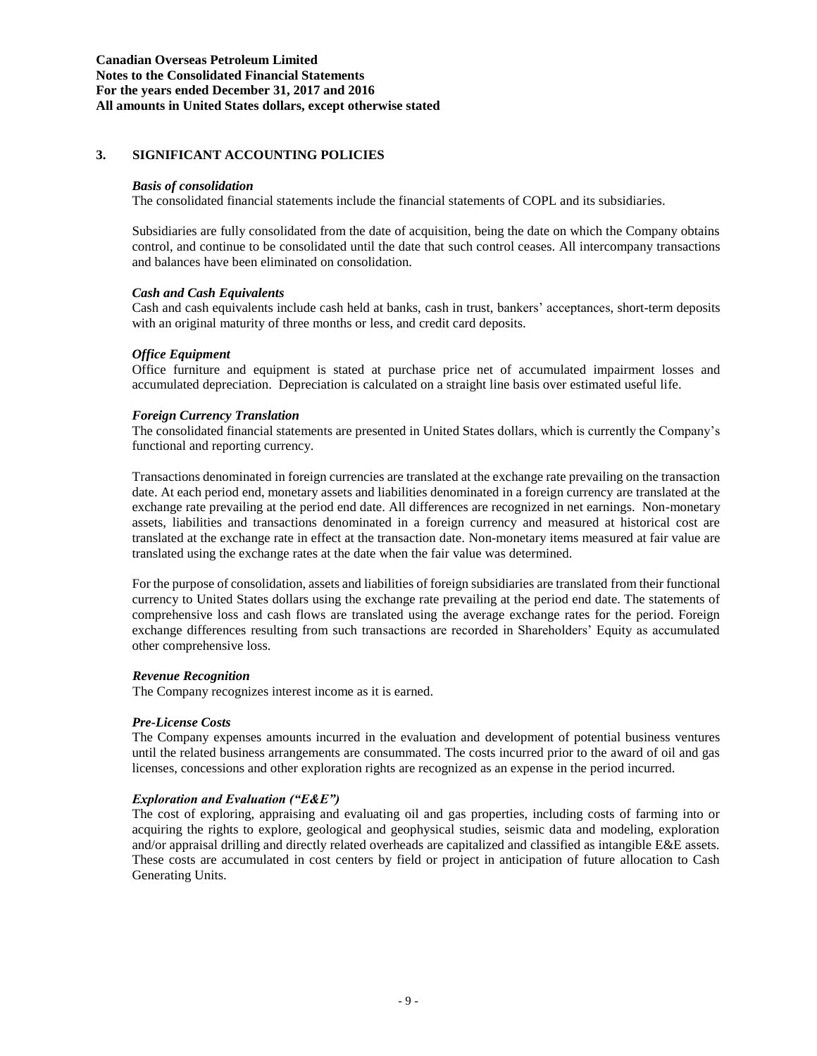## 3. SIGNIFICANT ACCOUNTING POLICIES

### *Basis of consolidation*

The consolidated financial statements include the financial statements of COPL and its subsidiaries.

Subsidiaries are fully consolidated from the date of acquisition, being the date on which the Company obtains control, and continue to be consolidated until the date that such control ceases. All intercompany transactions and balances have been eliminated on consolidation.

### *Cash and Cash Equivalents*

Cash and cash equivalents include cash held at banks, cash in trust, bankers' acceptances, short-term deposits with an original maturity of three months or less, and credit card deposits.

### *Office Equipment*

Office furniture and equipment is stated at purchase price net of accumulated impairment losses and accumulated depreciation. Depreciation is calculated on a straight line basis over estimated useful life.

### *Foreign Currency Translation*

The consolidated financial statements are presented in United States dollars, which is currently the Company's functional and reporting currency.

Transactions denominated in foreign currencies are translated at the exchange rate prevailing on the transaction date. At each period end, monetary assets and liabilities denominated in a foreign currency are translated at the exchange rate prevailing at the period end date. All differences are recognized in net earnings. Non-monetary assets, liabilities and transactions denominated in a foreign currency and measured at historical cost are translated at the exchange rate in effect at the transaction date. Non-monetary items measured at fair value are translated using the exchange rates at the date when the fair value was determined.

For the purpose of consolidation, assets and liabilities of foreign subsidiaries are translated from their functional currency to United States dollars using the exchange rate prevailing at the period end date. The statements of comprehensive loss and cash flows are translated using the average exchange rates for the period. Foreign exchange differences resulting from such transactions are recorded in Shareholders' Equity as accumulated other comprehensive loss.

### *Revenue Recognition*

The Company recognizes interest income as it is earned.

### *Pre-License Costs*

The Company expenses amounts incurred in the evaluation and development of potential business ventures until the related business arrangements are consummated. The costs incurred prior to the award of oil and gas licenses, concessions and other exploration rights are recognized as an expense in the period incurred.

### *Exploration and Evaluation ("E&E")*

The cost of exploring, appraising and evaluating oil and gas properties, including costs of farming into or acquiring the rights to explore, geological and geophysical studies, seismic data and modeling, exploration and/or appraisal drilling and directly related overheads are capitalized and classified as intangible E&E assets. These costs are accumulated in cost centers by field or project in anticipation of future allocation to Cash Generating Units.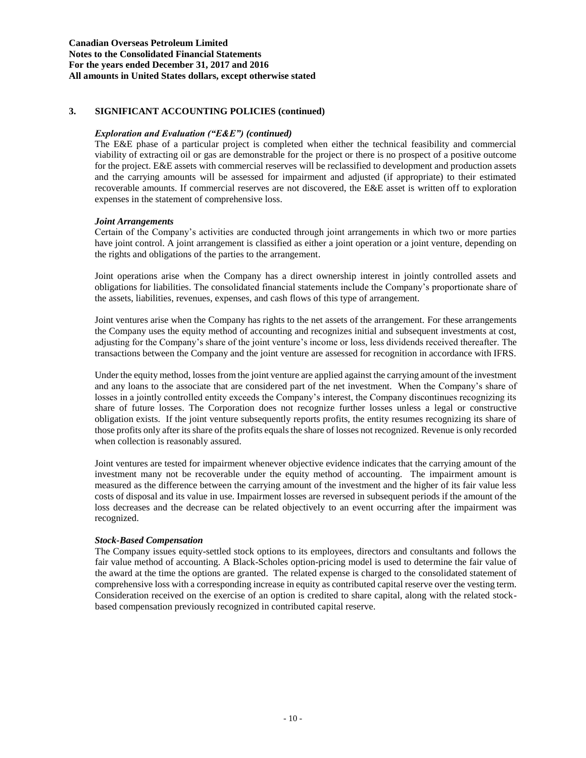## 3. SIGNIFICANT ACCOUNTING POLICIES (continued)

### *Exploration and Evaluation ("E&E") (continued)*

The E&E phase of a particular project is completed when either the technical feasibility and commercial viability of extracting oil or gas are demonstrable for the project or there is no prospect of a positive outcome for the project. E&E assets with commercial reserves will be reclassified to development and production assets and the carrying amounts will be assessed for impairment and adjusted (if appropriate) to their estimated recoverable amounts. If commercial reserves are not discovered, the E&E asset is written off to exploration expenses in the statement of comprehensive loss.

### *Joint Arrangements*

Certain of the Company's activities are conducted through joint arrangements in which two or more parties have joint control. A joint arrangement is classified as either a joint operation or a joint venture, depending on the rights and obligations of the parties to the arrangement.

Joint operations arise when the Company has a direct ownership interest in jointly controlled assets and obligations for liabilities. The consolidated financial statements include the Company's proportionate share of the assets, liabilities, revenues, expenses, and cash flows of this type of arrangement.

Joint ventures arise when the Company has rights to the net assets of the arrangement. For these arrangements the Company uses the equity method of accounting and recognizes initial and subsequent investments at cost, adjusting for the Company's share of the joint venture's income or loss, less dividends received thereafter. The transactions between the Company and the joint venture are assessed for recognition in accordance with IFRS.

Under the equity method, losses from the joint venture are applied against the carrying amount of the investment and any loans to the associate that are considered part of the net investment. When the Company's share of losses in a jointly controlled entity exceeds the Company's interest, the Company discontinues recognizing its share of future losses. The Corporation does not recognize further losses unless a legal or constructive obligation exists. If the joint venture subsequently reports profits, the entity resumes recognizing its share of those profits only after its share of the profits equals the share of losses not recognized. Revenue is only recorded when collection is reasonably assured.

Joint ventures are tested for impairment whenever objective evidence indicates that the carrying amount of the investment many not be recoverable under the equity method of accounting. The impairment amount is measured as the difference between the carrying amount of the investment and the higher of its fair value less costs of disposal and its value in use. Impairment losses are reversed in subsequent periods if the amount of the loss decreases and the decrease can be related objectively to an event occurring after the impairment was recognized.

### *Stock-Based Compensation*

The Company issues equity-settled stock options to its employees, directors and consultants and follows the fair value method of accounting. A Black-Scholes option-pricing model is used to determine the fair value of the award at the time the options are granted. The related expense is charged to the consolidated statement of comprehensive loss with a corresponding increase in equity as contributed capital reserve over the vesting term. Consideration received on the exercise of an option is credited to share capital, along with the related stock-based compensation previously recognized in contributed capital reserve.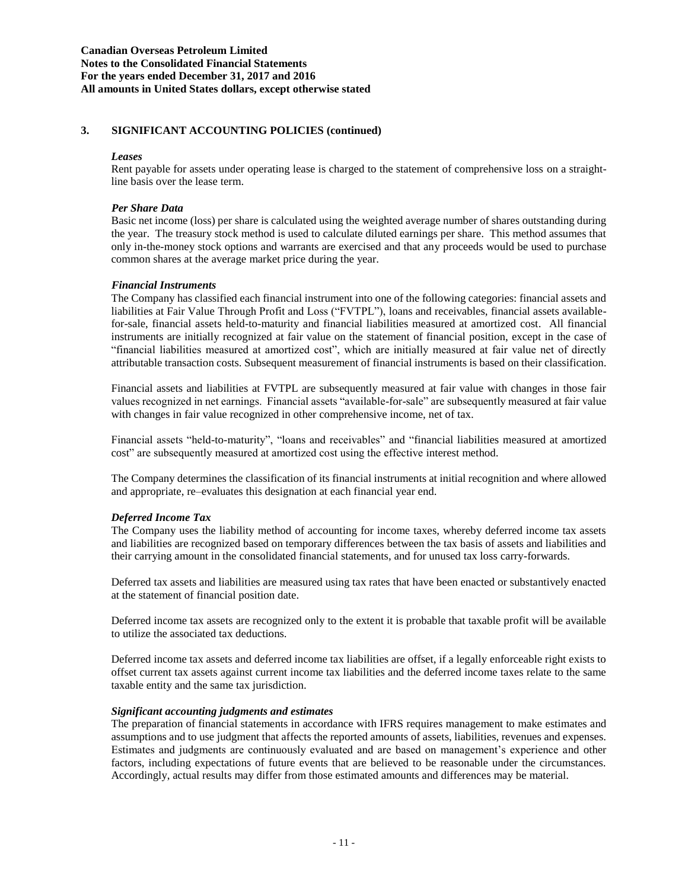## 3. SIGNIFICANT ACCOUNTING POLICIES (continued)

***Leases***

Rent payable for assets under operating lease is charged to the statement of comprehensive loss on a straight-line basis over the lease term.

***Per Share Data***

Basic net income (loss) per share is calculated using the weighted average number of shares outstanding during the year. The treasury stock method is used to calculate diluted earnings per share. This method assumes that only in-the-money stock options and warrants are exercised and that any proceeds would be used to purchase common shares at the average market price during the year.

***Financial Instruments***

The Company has classified each financial instrument into one of the following categories: financial assets and liabilities at Fair Value Through Profit and Loss ("FVTPL"), loans and receivables, financial assets available-for-sale, financial assets held-to-maturity and financial liabilities measured at amortized cost. All financial instruments are initially recognized at fair value on the statement of financial position, except in the case of "financial liabilities measured at amortized cost", which are initially measured at fair value net of directly attributable transaction costs. Subsequent measurement of financial instruments is based on their classification.

Financial assets and liabilities at FVTPL are subsequently measured at fair value with changes in those fair values recognized in net earnings. Financial assets "available-for-sale" are subsequently measured at fair value with changes in fair value recognized in other comprehensive income, net of tax.

Financial assets "held-to-maturity", "loans and receivables" and "financial liabilities measured at amortized cost" are subsequently measured at amortized cost using the effective interest method.

The Company determines the classification of its financial instruments at initial recognition and where allowed and appropriate, re–evaluates this designation at each financial year end.

***Deferred Income Tax***

The Company uses the liability method of accounting for income taxes, whereby deferred income tax assets and liabilities are recognized based on temporary differences between the tax basis of assets and liabilities and their carrying amount in the consolidated financial statements, and for unused tax loss carry-forwards.

Deferred tax assets and liabilities are measured using tax rates that have been enacted or substantively enacted at the statement of financial position date.

Deferred income tax assets are recognized only to the extent it is probable that taxable profit will be available to utilize the associated tax deductions.

Deferred income tax assets and deferred income tax liabilities are offset, if a legally enforceable right exists to offset current tax assets against current income tax liabilities and the deferred income taxes relate to the same taxable entity and the same tax jurisdiction.

***Significant accounting judgments and estimates***

The preparation of financial statements in accordance with IFRS requires management to make estimates and assumptions and to use judgment that affects the reported amounts of assets, liabilities, revenues and expenses. Estimates and judgments are continuously evaluated and are based on management's experience and other factors, including expectations of future events that are believed to be reasonable under the circumstances. Accordingly, actual results may differ from those estimated amounts and differences may be material.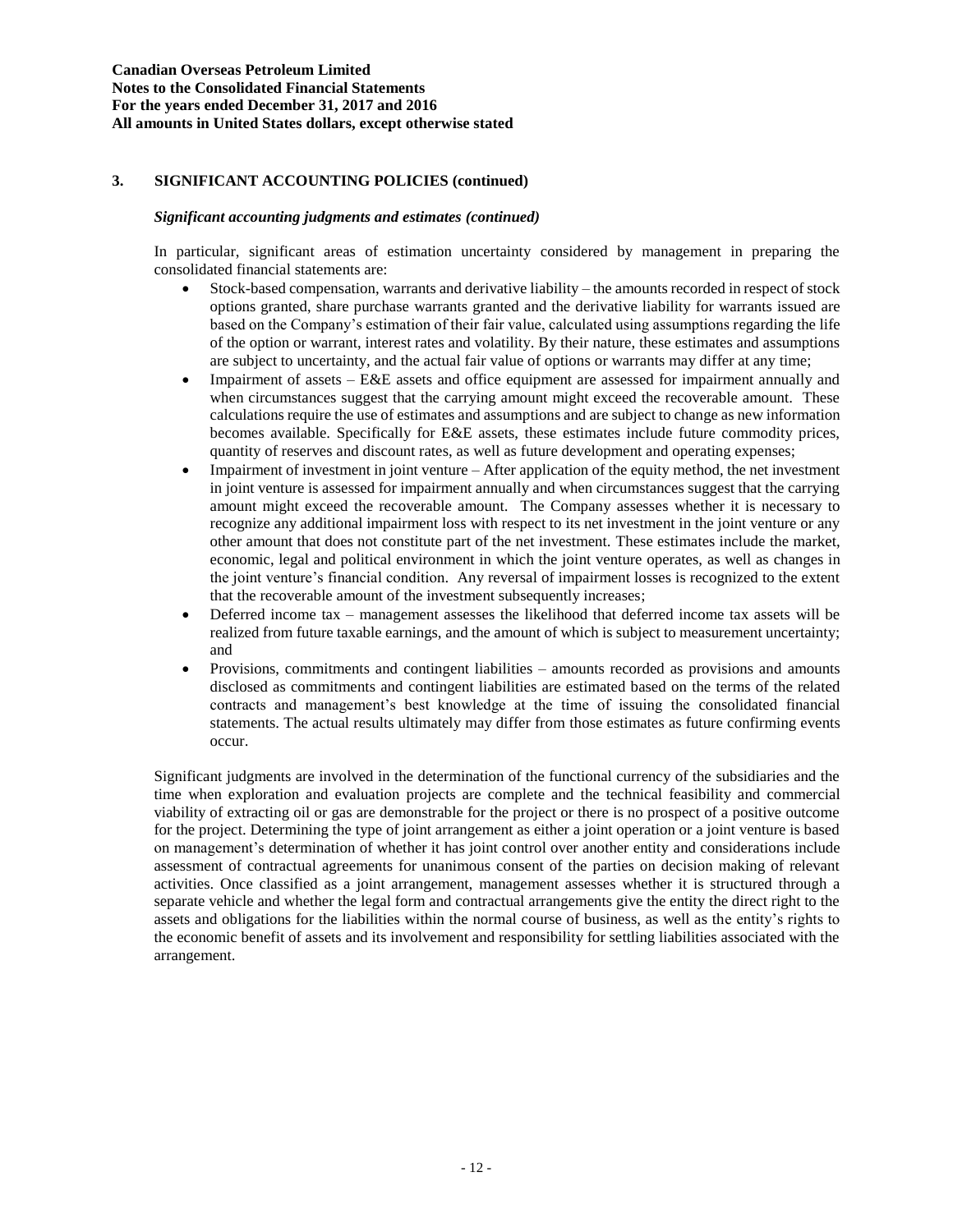## 3. SIGNIFICANT ACCOUNTING POLICIES (continued)

### *Significant accounting judgments and estimates (continued)*

In particular, significant areas of estimation uncertainty considered by management in preparing the consolidated financial statements are:

- Stock-based compensation, warrants and derivative liability – the amounts recorded in respect of stock options granted, share purchase warrants granted and the derivative liability for warrants issued are based on the Company's estimation of their fair value, calculated using assumptions regarding the life of the option or warrant, interest rates and volatility. By their nature, these estimates and assumptions are subject to uncertainty, and the actual fair value of options or warrants may differ at any time;
- Impairment of assets – E&E assets and office equipment are assessed for impairment annually and when circumstances suggest that the carrying amount might exceed the recoverable amount. These calculations require the use of estimates and assumptions and are subject to change as new information becomes available. Specifically for E&E assets, these estimates include future commodity prices, quantity of reserves and discount rates, as well as future development and operating expenses;
- Impairment of investment in joint venture – After application of the equity method, the net investment in joint venture is assessed for impairment annually and when circumstances suggest that the carrying amount might exceed the recoverable amount. The Company assesses whether it is necessary to recognize any additional impairment loss with respect to its net investment in the joint venture or any other amount that does not constitute part of the net investment. These estimates include the market, economic, legal and political environment in which the joint venture operates, as well as changes in the joint venture's financial condition. Any reversal of impairment losses is recognized to the extent that the recoverable amount of the investment subsequently increases;
- Deferred income tax – management assesses the likelihood that deferred income tax assets will be realized from future taxable earnings, and the amount of which is subject to measurement uncertainty; and
- Provisions, commitments and contingent liabilities – amounts recorded as provisions and amounts disclosed as commitments and contingent liabilities are estimated based on the terms of the related contracts and management's best knowledge at the time of issuing the consolidated financial statements. The actual results ultimately may differ from those estimates as future confirming events occur.

Significant judgments are involved in the determination of the functional currency of the subsidiaries and the time when exploration and evaluation projects are complete and the technical feasibility and commercial viability of extracting oil or gas are demonstrable for the project or there is no prospect of a positive outcome for the project. Determining the type of joint arrangement as either a joint operation or a joint venture is based on management's determination of whether it has joint control over another entity and considerations include assessment of contractual agreements for unanimous consent of the parties on decision making of relevant activities. Once classified as a joint arrangement, management assesses whether it is structured through a separate vehicle and whether the legal form and contractual arrangements give the entity the direct right to the assets and obligations for the liabilities within the normal course of business, as well as the entity's rights to the economic benefit of assets and its involvement and responsibility for settling liabilities associated with the arrangement.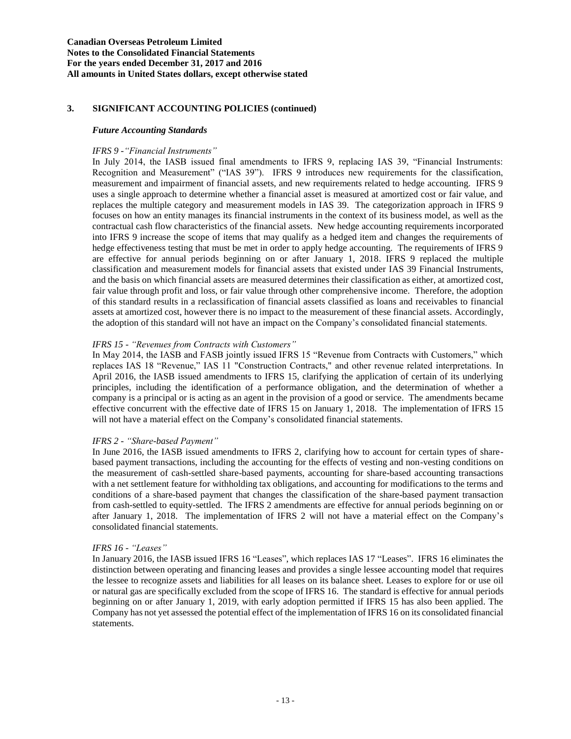## 3. SIGNIFICANT ACCOUNTING POLICIES (continued)

### *Future Accounting Standards*

*IFRS 9 -"Financial Instruments"*

In July 2014, the IASB issued final amendments to IFRS 9, replacing IAS 39, "Financial Instruments: Recognition and Measurement" ("IAS 39"). IFRS 9 introduces new requirements for the classification, measurement and impairment of financial assets, and new requirements related to hedge accounting. IFRS 9 uses a single approach to determine whether a financial asset is measured at amortized cost or fair value, and replaces the multiple category and measurement models in IAS 39. The categorization approach in IFRS 9 focuses on how an entity manages its financial instruments in the context of its business model, as well as the contractual cash flow characteristics of the financial assets. New hedge accounting requirements incorporated into IFRS 9 increase the scope of items that may qualify as a hedged item and changes the requirements of hedge effectiveness testing that must be met in order to apply hedge accounting. The requirements of IFRS 9 are effective for annual periods beginning on or after January 1, 2018. IFRS 9 replaced the multiple classification and measurement models for financial assets that existed under IAS 39 Financial Instruments, and the basis on which financial assets are measured determines their classification as either, at amortized cost, fair value through profit and loss, or fair value through other comprehensive income. Therefore, the adoption of this standard results in a reclassification of financial assets classified as loans and receivables to financial assets at amortized cost, however there is no impact to the measurement of these financial assets. Accordingly, the adoption of this standard will not have an impact on the Company's consolidated financial statements.

*IFRS 15 - "Revenues from Contracts with Customers"*

In May 2014, the IASB and FASB jointly issued IFRS 15 "Revenue from Contracts with Customers," which replaces IAS 18 "Revenue," IAS 11 "Construction Contracts," and other revenue related interpretations. In April 2016, the IASB issued amendments to IFRS 15, clarifying the application of certain of its underlying principles, including the identification of a performance obligation, and the determination of whether a company is a principal or is acting as an agent in the provision of a good or service. The amendments became effective concurrent with the effective date of IFRS 15 on January 1, 2018. The implementation of IFRS 15 will not have a material effect on the Company's consolidated financial statements.

*IFRS 2 - "Share-based Payment"*

In June 2016, the IASB issued amendments to IFRS 2, clarifying how to account for certain types of share-based payment transactions, including the accounting for the effects of vesting and non-vesting conditions on the measurement of cash-settled share-based payments, accounting for share-based accounting transactions with a net settlement feature for withholding tax obligations, and accounting for modifications to the terms and conditions of a share-based payment that changes the classification of the share-based payment transaction from cash-settled to equity-settled. The IFRS 2 amendments are effective for annual periods beginning on or after January 1, 2018. The implementation of IFRS 2 will not have a material effect on the Company's consolidated financial statements.

*IFRS 16 - "Leases"*

In January 2016, the IASB issued IFRS 16 "Leases", which replaces IAS 17 "Leases". IFRS 16 eliminates the distinction between operating and financing leases and provides a single lessee accounting model that requires the lessee to recognize assets and liabilities for all leases on its balance sheet. Leases to explore for or use oil or natural gas are specifically excluded from the scope of IFRS 16. The standard is effective for annual periods beginning on or after January 1, 2019, with early adoption permitted if IFRS 15 has also been applied. The Company has not yet assessed the potential effect of the implementation of IFRS 16 on its consolidated financial statements.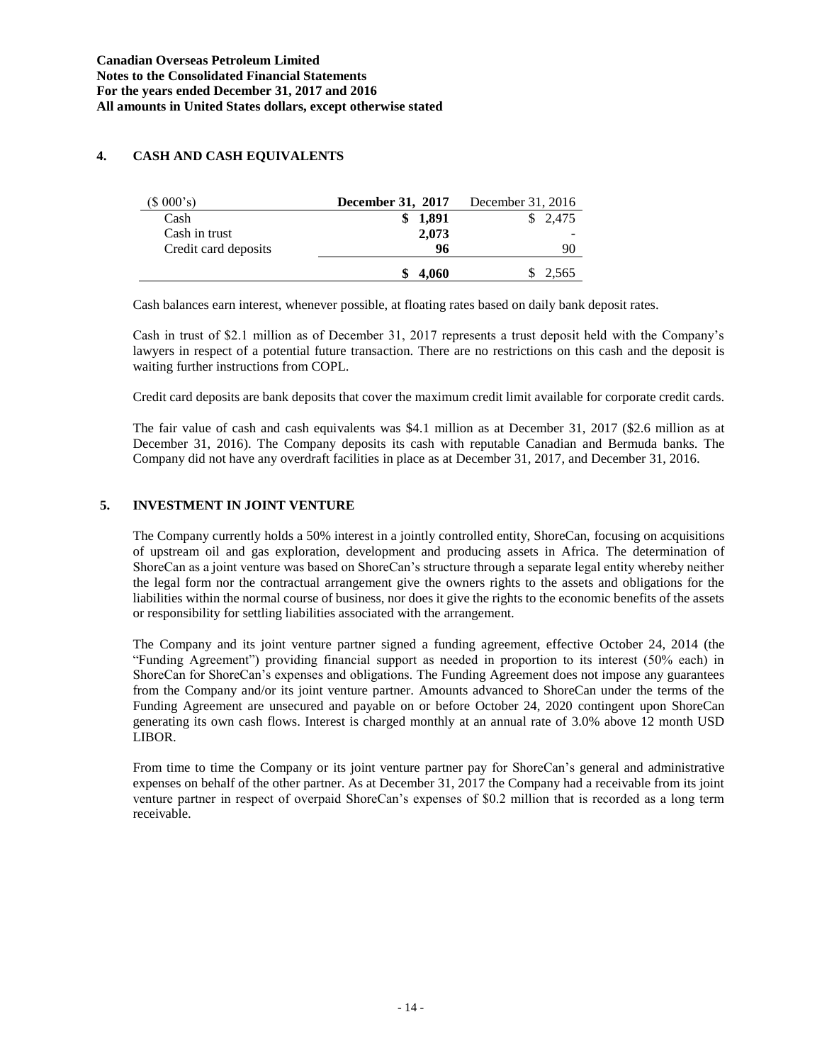## 4. CASH AND CASH EQUIVALENTS

| ($ 000's) | **December 31, 2017** | December 31, 2016 |
|---|---|---|
| Cash | **$ 1,891** | $ 2,475 |
| Cash in trust | **2,073** | - |
| Credit card deposits | **96** | 90 |
| | **$ 4,060** | $ 2,565 |

Cash balances earn interest, whenever possible, at floating rates based on daily bank deposit rates.

Cash in trust of $2.1 million as of December 31, 2017 represents a trust deposit held with the Company's lawyers in respect of a potential future transaction. There are no restrictions on this cash and the deposit is waiting further instructions from COPL.

Credit card deposits are bank deposits that cover the maximum credit limit available for corporate credit cards.

The fair value of cash and cash equivalents was $4.1 million as at December 31, 2017 ($2.6 million as at December 31, 2016). The Company deposits its cash with reputable Canadian and Bermuda banks. The Company did not have any overdraft facilities in place as at December 31, 2017, and December 31, 2016.

## 5. INVESTMENT IN JOINT VENTURE

The Company currently holds a 50% interest in a jointly controlled entity, ShoreCan, focusing on acquisitions of upstream oil and gas exploration, development and producing assets in Africa. The determination of ShoreCan as a joint venture was based on ShoreCan's structure through a separate legal entity whereby neither the legal form nor the contractual arrangement give the owners rights to the assets and obligations for the liabilities within the normal course of business, nor does it give the rights to the economic benefits of the assets or responsibility for settling liabilities associated with the arrangement.

The Company and its joint venture partner signed a funding agreement, effective October 24, 2014 (the "Funding Agreement") providing financial support as needed in proportion to its interest (50% each) in ShoreCan for ShoreCan's expenses and obligations. The Funding Agreement does not impose any guarantees from the Company and/or its joint venture partner. Amounts advanced to ShoreCan under the terms of the Funding Agreement are unsecured and payable on or before October 24, 2020 contingent upon ShoreCan generating its own cash flows. Interest is charged monthly at an annual rate of 3.0% above 12 month USD LIBOR.

From time to time the Company or its joint venture partner pay for ShoreCan's general and administrative expenses on behalf of the other partner. As at December 31, 2017 the Company had a receivable from its joint venture partner in respect of overpaid ShoreCan's expenses of $0.2 million that is recorded as a long term receivable.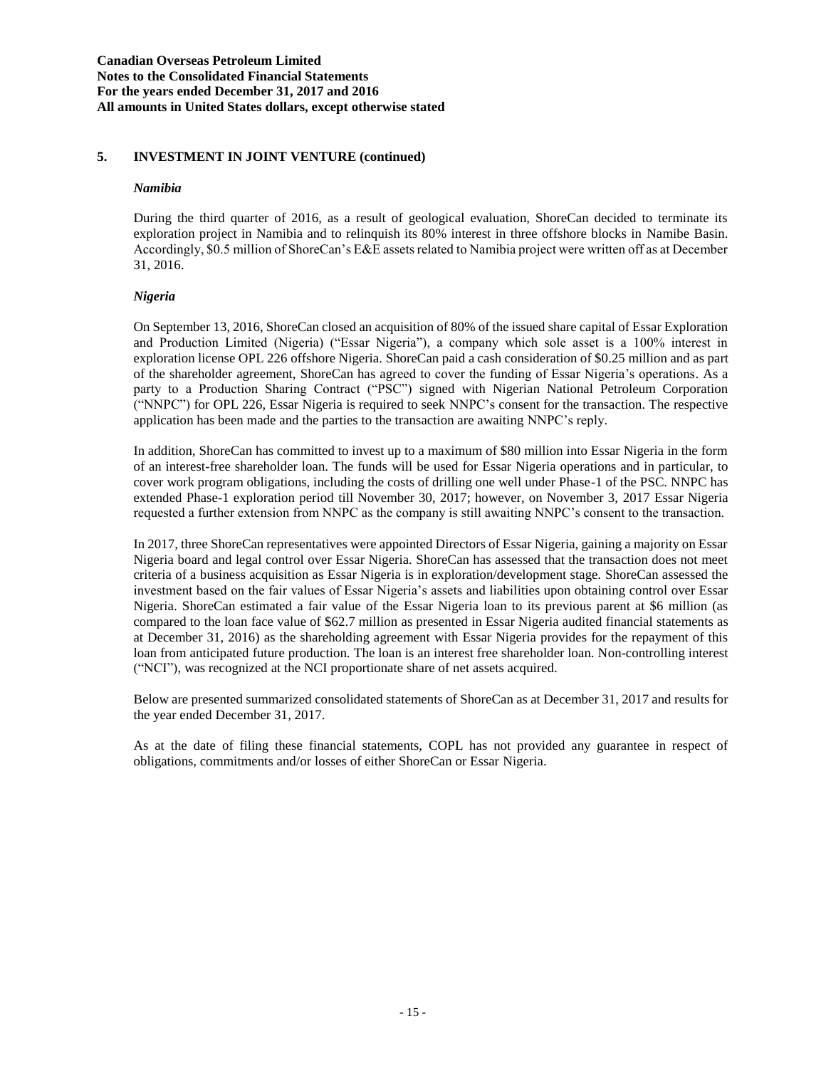## 5. INVESTMENT IN JOINT VENTURE (continued)

### *Namibia*

During the third quarter of 2016, as a result of geological evaluation, ShoreCan decided to terminate its exploration project in Namibia and to relinquish its 80% interest in three offshore blocks in Namibe Basin. Accordingly, $0.5 million of ShoreCan's E&E assets related to Namibia project were written off as at December 31, 2016.

### *Nigeria*

On September 13, 2016, ShoreCan closed an acquisition of 80% of the issued share capital of Essar Exploration and Production Limited (Nigeria) ("Essar Nigeria"), a company which sole asset is a 100% interest in exploration license OPL 226 offshore Nigeria. ShoreCan paid a cash consideration of $0.25 million and as part of the shareholder agreement, ShoreCan has agreed to cover the funding of Essar Nigeria's operations. As a party to a Production Sharing Contract ("PSC") signed with Nigerian National Petroleum Corporation ("NNPC") for OPL 226, Essar Nigeria is required to seek NNPC's consent for the transaction. The respective application has been made and the parties to the transaction are awaiting NNPC's reply.

In addition, ShoreCan has committed to invest up to a maximum of $80 million into Essar Nigeria in the form of an interest-free shareholder loan. The funds will be used for Essar Nigeria operations and in particular, to cover work program obligations, including the costs of drilling one well under Phase-1 of the PSC. NNPC has extended Phase-1 exploration period till November 30, 2017; however, on November 3, 2017 Essar Nigeria requested a further extension from NNPC as the company is still awaiting NNPC's consent to the transaction.

In 2017, three ShoreCan representatives were appointed Directors of Essar Nigeria, gaining a majority on Essar Nigeria board and legal control over Essar Nigeria. ShoreCan has assessed that the transaction does not meet criteria of a business acquisition as Essar Nigeria is in exploration/development stage. ShoreCan assessed the investment based on the fair values of Essar Nigeria's assets and liabilities upon obtaining control over Essar Nigeria. ShoreCan estimated a fair value of the Essar Nigeria loan to its previous parent at $6 million (as compared to the loan face value of $62.7 million as presented in Essar Nigeria audited financial statements as at December 31, 2016) as the shareholding agreement with Essar Nigeria provides for the repayment of this loan from anticipated future production. The loan is an interest free shareholder loan. Non-controlling interest ("NCI"), was recognized at the NCI proportionate share of net assets acquired.

Below are presented summarized consolidated statements of ShoreCan as at December 31, 2017 and results for the year ended December 31, 2017.

As at the date of filing these financial statements, COPL has not provided any guarantee in respect of obligations, commitments and/or losses of either ShoreCan or Essar Nigeria.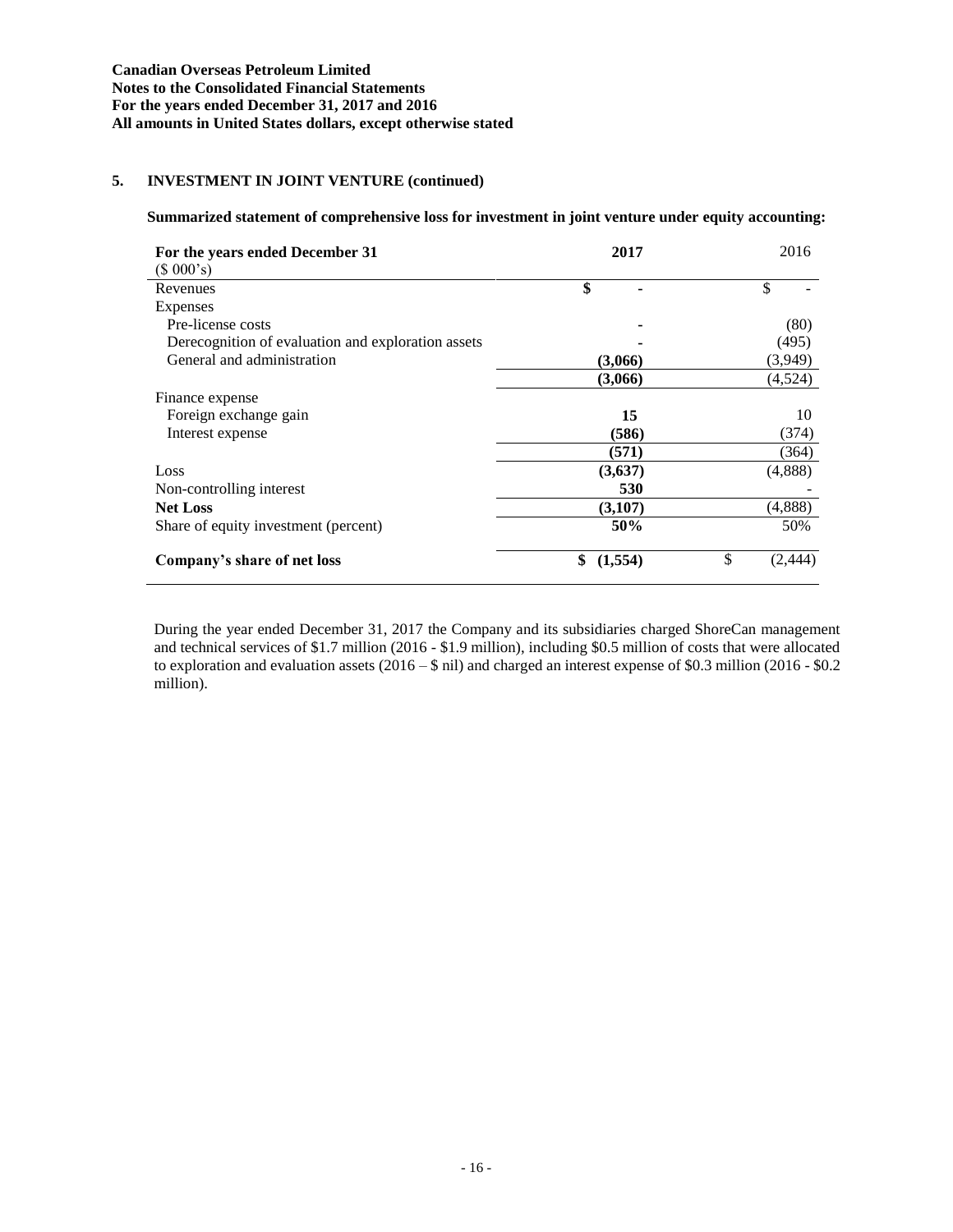**Canadian Overseas Petroleum Limited**
**Notes to the Consolidated Financial Statements**
**For the years ended December 31, 2017 and 2016**
**All amounts in United States dollars, except otherwise stated**

## 5. INVESTMENT IN JOINT VENTURE (continued)

**Summarized statement of comprehensive loss for investment in joint venture under equity accounting:**

| **For the years ended December 31**<br>($ 000's) | **2017** | 2016 |
|---|---|---|
| Revenues | **$ -** | $ - |
| Expenses | | |
| Pre-license costs | **-** | (80) |
| Derecognition of evaluation and exploration assets | **-** | (495) |
| General and administration | **(3,066)** | (3,949) |
| | **(3,066)** | (4,524) |
| Finance expense | | |
| Foreign exchange gain | **15** | 10 |
| Interest expense | **(586)** | (374) |
| | **(571)** | (364) |
| Loss | **(3,637)** | (4,888) |
| Non-controlling interest | **530** | - |
| **Net Loss** | **(3,107)** | (4,888) |
| Share of equity investment (percent) | **50%** | 50% |
| **Company's share of net loss** | **$ (1,554)** | $ (2,444) |

During the year ended December 31, 2017 the Company and its subsidiaries charged ShoreCan management and technical services of $1.7 million (2016 - $1.9 million), including $0.5 million of costs that were allocated to exploration and evaluation assets (2016 – $ nil) and charged an interest expense of $0.3 million (2016 - $0.2 million).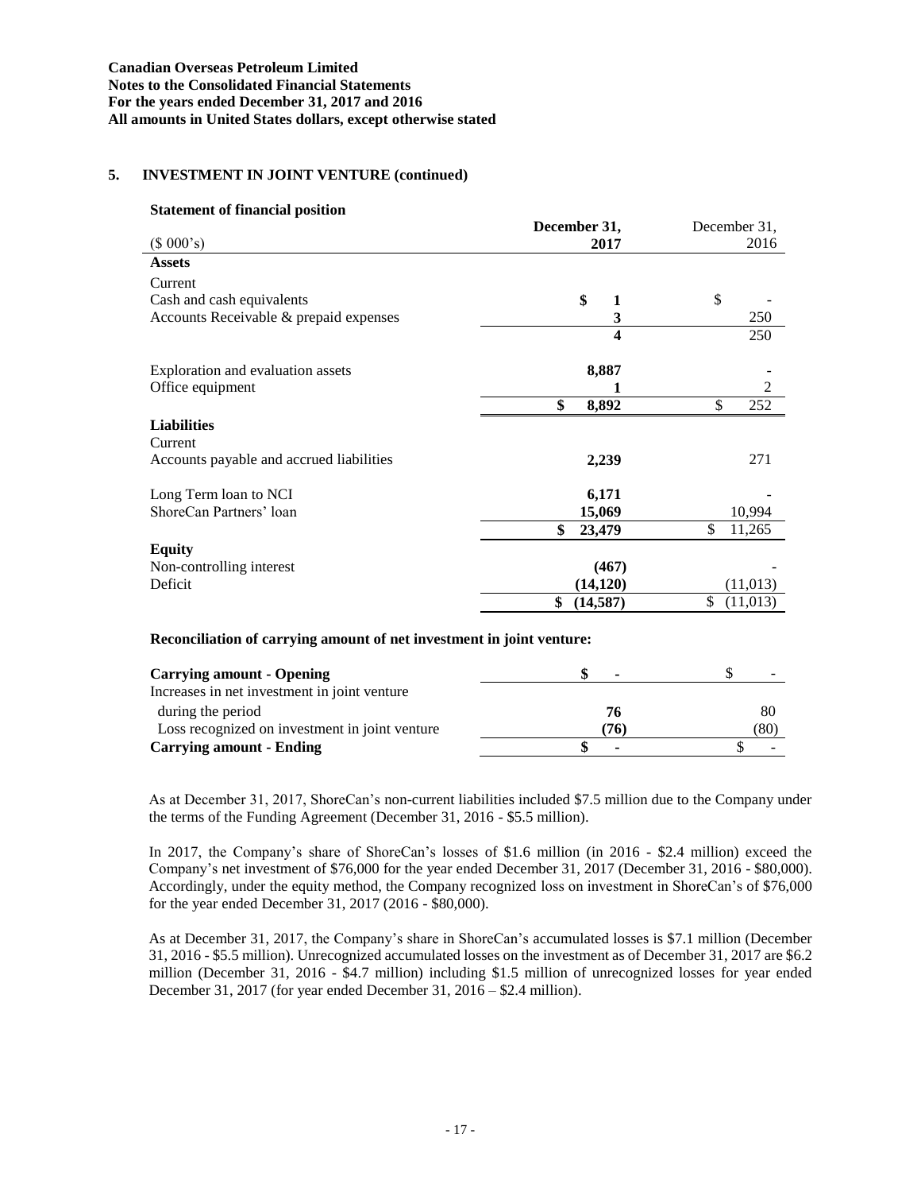**Canadian Overseas Petroleum Limited**
**Notes to the Consolidated Financial Statements**
**For the years ended December 31, 2017 and 2016**
**All amounts in United States dollars, except otherwise stated**

## 5. INVESTMENT IN JOINT VENTURE (continued)

**Statement of financial position**

| ($ 000's) | **December 31, 2017** | December 31, 2016 |
|---|---|---|
| **Assets** | | |
| Current | | |
| Cash and cash equivalents | **$ 1** | $ - |
| Accounts Receivable & prepaid expenses | **3** | 250 |
| | **4** | 250 |
| Exploration and evaluation assets | **8,887** | - |
| Office equipment | **1** | 2 |
| | **$ 8,892** | $ 252 |
| **Liabilities** | | |
| Current | | |
| Accounts payable and accrued liabilities | **2,239** | 271 |
| Long Term loan to NCI | **6,171** | - |
| ShoreCan Partners' loan | **15,069** | 10,994 |
| | **$ 23,479** | $ 11,265 |
| **Equity** | | |
| Non-controlling interest | **(467)** | - |
| Deficit | **(14,120)** | (11,013) |
| | **$ (14,587)** | $ (11,013) |

**Reconciliation of carrying amount of net investment in joint venture:**

| | | |
|---|---|---|
| **Carrying amount - Opening** | **$ -** | $ - |
| Increases in net investment in joint venture during the period | **76** | 80 |
| Loss recognized on investment in joint venture | **(76)** | (80) |
| **Carrying amount - Ending** | **$ -** | $ - |

As at December 31, 2017, ShoreCan's non-current liabilities included $7.5 million due to the Company under the terms of the Funding Agreement (December 31, 2016 - $5.5 million).

In 2017, the Company's share of ShoreCan's losses of $1.6 million (in 2016 - $2.4 million) exceed the Company's net investment of $76,000 for the year ended December 31, 2017 (December 31, 2016 - $80,000). Accordingly, under the equity method, the Company recognized loss on investment in ShoreCan's of $76,000 for the year ended December 31, 2017 (2016 - $80,000).

As at December 31, 2017, the Company's share in ShoreCan's accumulated losses is $7.1 million (December 31, 2016 - $5.5 million). Unrecognized accumulated losses on the investment as of December 31, 2017 are $6.2 million (December 31, 2016 - $4.7 million) including $1.5 million of unrecognized losses for year ended December 31, 2017 (for year ended December 31, 2016 – $2.4 million).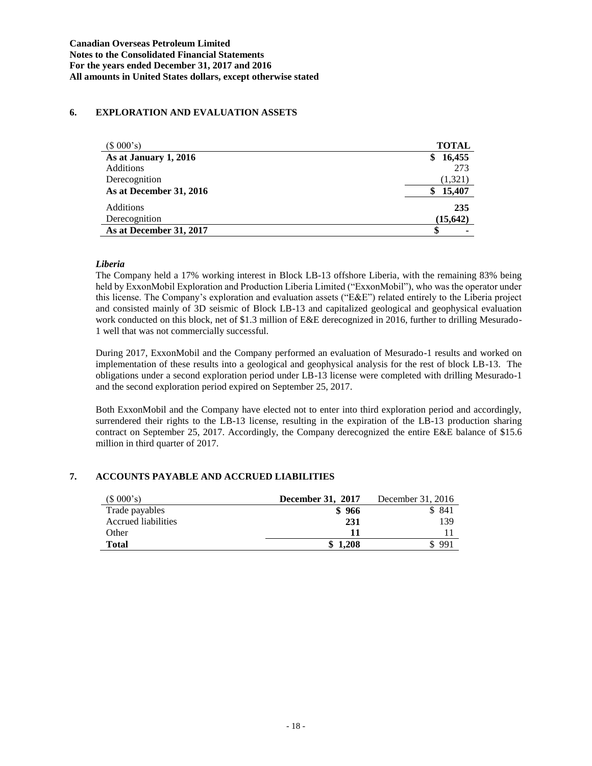## 6. EXPLORATION AND EVALUATION ASSETS

| ($ 000's) | TOTAL |
|---|---|
| **As at January 1, 2016** | **$ 16,455** |
| Additions | 273 |
| Derecognition | (1,321) |
| **As at December 31, 2016** | **$ 15,407** |
| Additions | **235** |
| Derecognition | **(15,642)** |
| **As at December 31, 2017** | **$ -** |

### *Liberia*

The Company held a 17% working interest in Block LB-13 offshore Liberia, with the remaining 83% being held by ExxonMobil Exploration and Production Liberia Limited ("ExxonMobil"), who was the operator under this license. The Company's exploration and evaluation assets ("E&E") related entirely to the Liberia project and consisted mainly of 3D seismic of Block LB-13 and capitalized geological and geophysical evaluation work conducted on this block, net of $1.3 million of E&E derecognized in 2016, further to drilling Mesurado-1 well that was not commercially successful.

During 2017, ExxonMobil and the Company performed an evaluation of Mesurado-1 results and worked on implementation of these results into a geological and geophysical analysis for the rest of block LB-13. The obligations under a second exploration period under LB-13 license were completed with drilling Mesurado-1 and the second exploration period expired on September 25, 2017.

Both ExxonMobil and the Company have elected not to enter into third exploration period and accordingly, surrendered their rights to the LB-13 license, resulting in the expiration of the LB-13 production sharing contract on September 25, 2017. Accordingly, the Company derecognized the entire E&E balance of $15.6 million in third quarter of 2017.

## 7. ACCOUNTS PAYABLE AND ACCRUED LIABILITIES

| ($ 000's) | **December 31, 2017** | December 31, 2016 |
|---|---|---|
| Trade payables | **$ 966** | $ 841 |
| Accrued liabilities | **231** | 139 |
| Other | **11** | 11 |
| **Total** | **$ 1,208** | $ 991 |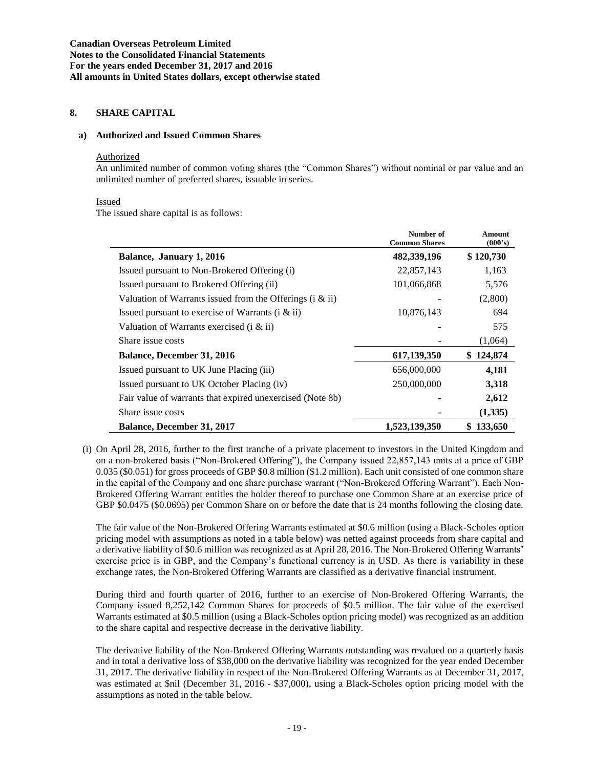## 8. SHARE CAPITAL

### a) Authorized and Issued Common Shares

Authorized

An unlimited number of common voting shares (the "Common Shares") without nominal or par value and an unlimited number of preferred shares, issuable in series.

Issued

The issued share capital is as follows:

| | Number of Common Shares | Amount (000's) |
|---|---|---|
| **Balance, January 1, 2016** | **482,339,196** | **$ 120,730** |
| Issued pursuant to Non-Brokered Offering (i) | 22,857,143 | 1,163 |
| Issued pursuant to Brokered Offering (ii) | 101,066,868 | 5,576 |
| Valuation of Warrants issued from the Offerings (i & ii) | - | (2,800) |
| Issued pursuant to exercise of Warrants (i & ii) | 10,876,143 | 694 |
| Valuation of Warrants exercised (i & ii) | - | 575 |
| Share issue costs | - | (1,064) |
| **Balance, December 31, 2016** | **617,139,350** | **$ 124,874** |
| Issued pursuant to UK June Placing (iii) | 656,000,000 | **4,181** |
| Issued pursuant to UK October Placing (iv) | 250,000,000 | **3,318** |
| Fair value of warrants that expired unexercised (Note 8b) | - | **2,612** |
| Share issue costs | - | **(1,335)** |
| **Balance, December 31, 2017** | **1,523,139,350** | **$ 133,650** |

(i) On April 28, 2016, further to the first tranche of a private placement to investors in the United Kingdom and on a non-brokered basis ("Non-Brokered Offering"), the Company issued 22,857,143 units at a price of GBP 0.035 ($0.051) for gross proceeds of GBP $0.8 million ($1.2 million). Each unit consisted of one common share in the capital of the Company and one share purchase warrant ("Non-Brokered Offering Warrant"). Each Non-Brokered Offering Warrant entitles the holder thereof to purchase one Common Share at an exercise price of GBP $0.0475 ($0.0695) per Common Share on or before the date that is 24 months following the closing date.

The fair value of the Non-Brokered Offering Warrants estimated at $0.6 million (using a Black-Scholes option pricing model with assumptions as noted in a table below) was netted against proceeds from share capital and a derivative liability of $0.6 million was recognized as at April 28, 2016. The Non-Brokered Offering Warrants' exercise price is in GBP, and the Company's functional currency is in USD. As there is variability in these exchange rates, the Non-Brokered Offering Warrants are classified as a derivative financial instrument.

During third and fourth quarter of 2016, further to an exercise of Non-Brokered Offering Warrants, the Company issued 8,252,142 Common Shares for proceeds of $0.5 million. The fair value of the exercised Warrants estimated at $0.5 million (using a Black-Scholes option pricing model) was recognized as an addition to the share capital and respective decrease in the derivative liability.

The derivative liability of the Non-Brokered Offering Warrants outstanding was revalued on a quarterly basis and in total a derivative loss of $38,000 on the derivative liability was recognized for the year ended December 31, 2017. The derivative liability in respect of the Non-Brokered Offering Warrants as at December 31, 2017, was estimated at $nil (December 31, 2016 - $37,000), using a Black-Scholes option pricing model with the assumptions as noted in the table below.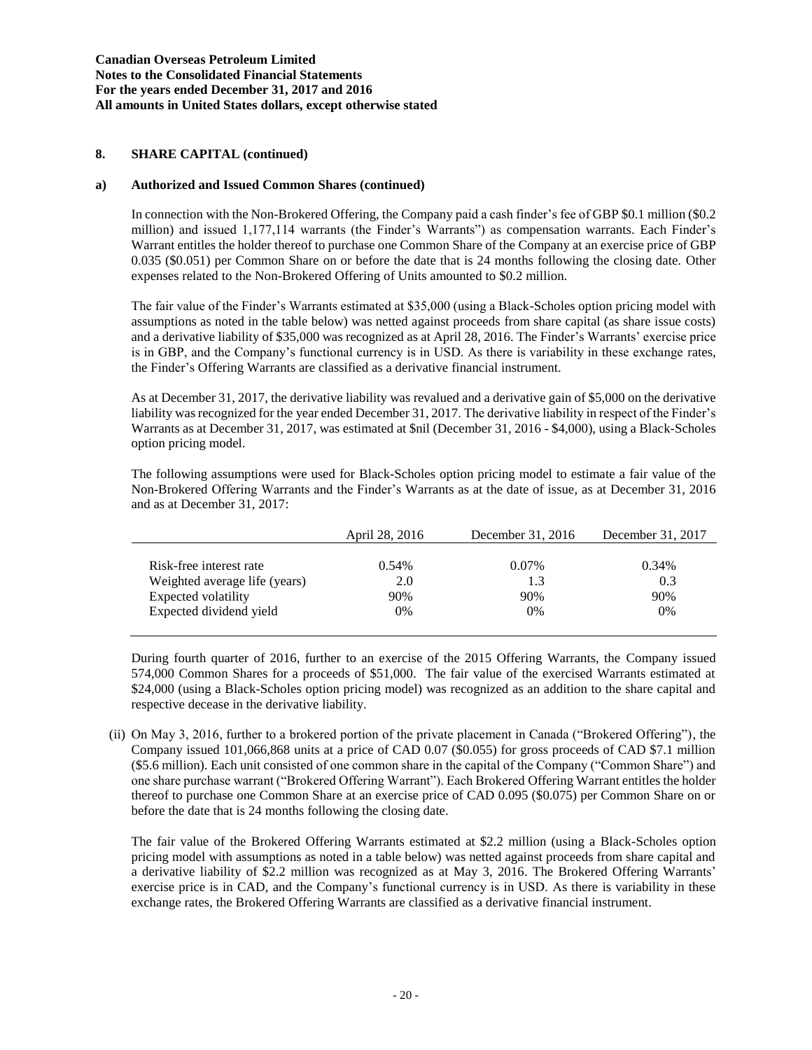## 8. SHARE CAPITAL (continued)

### a) Authorized and Issued Common Shares (continued)

In connection with the Non-Brokered Offering, the Company paid a cash finder's fee of GBP $0.1 million ($0.2 million) and issued 1,177,114 warrants (the Finder's Warrants") as compensation warrants. Each Finder's Warrant entitles the holder thereof to purchase one Common Share of the Company at an exercise price of GBP 0.035 ($0.051) per Common Share on or before the date that is 24 months following the closing date. Other expenses related to the Non-Brokered Offering of Units amounted to $0.2 million.

The fair value of the Finder's Warrants estimated at $35,000 (using a Black-Scholes option pricing model with assumptions as noted in the table below) was netted against proceeds from share capital (as share issue costs) and a derivative liability of $35,000 was recognized as at April 28, 2016. The Finder's Warrants' exercise price is in GBP, and the Company's functional currency is in USD. As there is variability in these exchange rates, the Finder's Offering Warrants are classified as a derivative financial instrument.

As at December 31, 2017, the derivative liability was revalued and a derivative gain of $5,000 on the derivative liability was recognized for the year ended December 31, 2017. The derivative liability in respect of the Finder's Warrants as at December 31, 2017, was estimated at $nil (December 31, 2016 - $4,000), using a Black-Scholes option pricing model.

The following assumptions were used for Black-Scholes option pricing model to estimate a fair value of the Non-Brokered Offering Warrants and the Finder's Warrants as at the date of issue, as at December 31, 2016 and as at December 31, 2017:

| | April 28, 2016 | December 31, 2016 | December 31, 2017 |
|---|---|---|---|
| Risk-free interest rate | 0.54% | 0.07% | 0.34% |
| Weighted average life (years) | 2.0 | 1.3 | 0.3 |
| Expected volatility | 90% | 90% | 90% |
| Expected dividend yield | 0% | 0% | 0% |

During fourth quarter of 2016, further to an exercise of the 2015 Offering Warrants, the Company issued 574,000 Common Shares for a proceeds of $51,000. The fair value of the exercised Warrants estimated at $24,000 (using a Black-Scholes option pricing model) was recognized as an addition to the share capital and respective decease in the derivative liability.

(ii) On May 3, 2016, further to a brokered portion of the private placement in Canada ("Brokered Offering"), the Company issued 101,066,868 units at a price of CAD 0.07 ($0.055) for gross proceeds of CAD $7.1 million ($5.6 million). Each unit consisted of one common share in the capital of the Company ("Common Share") and one share purchase warrant ("Brokered Offering Warrant"). Each Brokered Offering Warrant entitles the holder thereof to purchase one Common Share at an exercise price of CAD 0.095 ($0.075) per Common Share on or before the date that is 24 months following the closing date.

The fair value of the Brokered Offering Warrants estimated at $2.2 million (using a Black-Scholes option pricing model with assumptions as noted in a table below) was netted against proceeds from share capital and a derivative liability of $2.2 million was recognized as at May 3, 2016. The Brokered Offering Warrants' exercise price is in CAD, and the Company's functional currency is in USD. As there is variability in these exchange rates, the Brokered Offering Warrants are classified as a derivative financial instrument.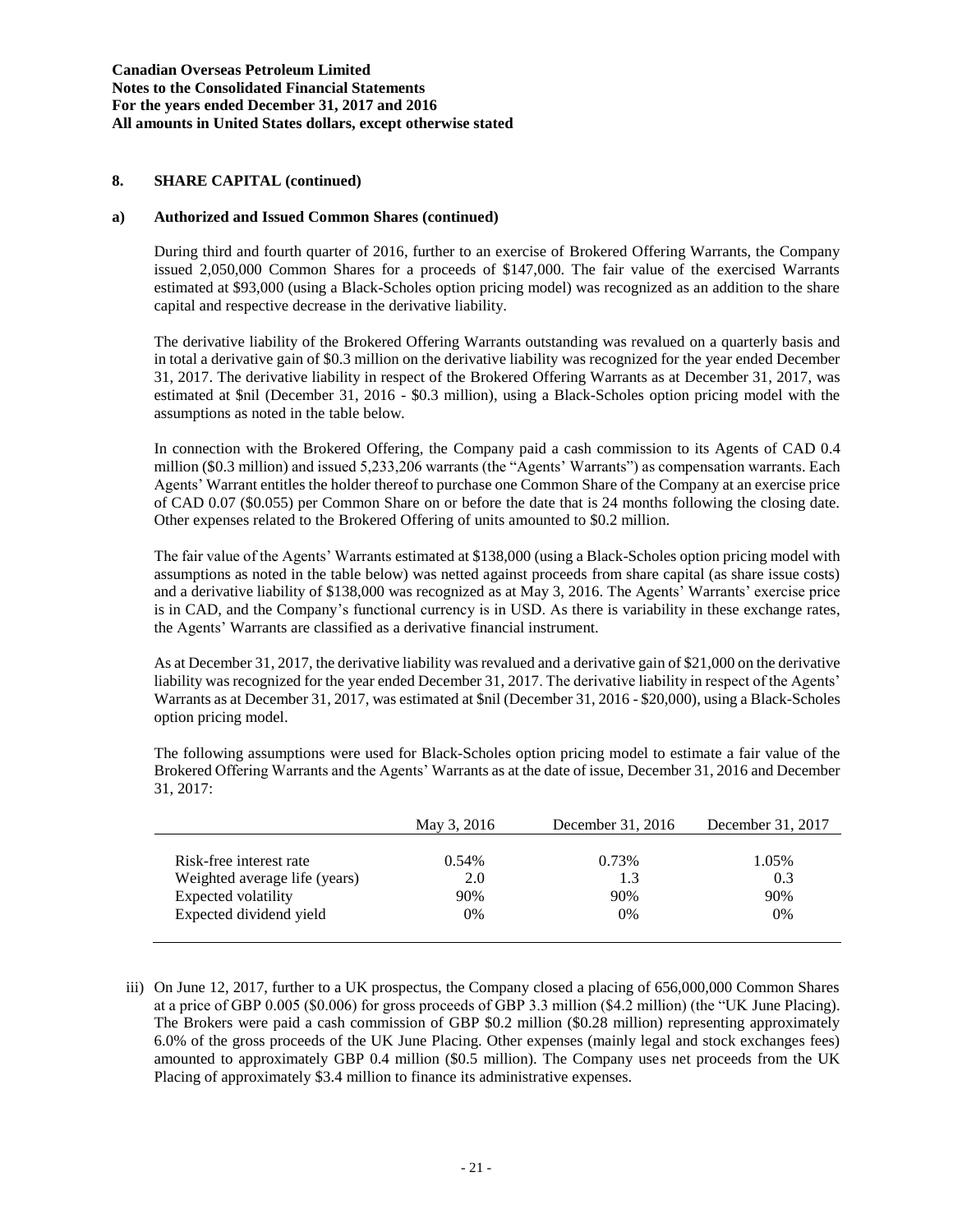## 8. SHARE CAPITAL (continued)

### a) Authorized and Issued Common Shares (continued)

During third and fourth quarter of 2016, further to an exercise of Brokered Offering Warrants, the Company issued 2,050,000 Common Shares for a proceeds of $147,000. The fair value of the exercised Warrants estimated at $93,000 (using a Black-Scholes option pricing model) was recognized as an addition to the share capital and respective decrease in the derivative liability.

The derivative liability of the Brokered Offering Warrants outstanding was revalued on a quarterly basis and in total a derivative gain of $0.3 million on the derivative liability was recognized for the year ended December 31, 2017. The derivative liability in respect of the Brokered Offering Warrants as at December 31, 2017, was estimated at $nil (December 31, 2016 - $0.3 million), using a Black-Scholes option pricing model with the assumptions as noted in the table below.

In connection with the Brokered Offering, the Company paid a cash commission to its Agents of CAD 0.4 million ($0.3 million) and issued 5,233,206 warrants (the "Agents' Warrants") as compensation warrants. Each Agents' Warrant entitles the holder thereof to purchase one Common Share of the Company at an exercise price of CAD 0.07 ($0.055) per Common Share on or before the date that is 24 months following the closing date. Other expenses related to the Brokered Offering of units amounted to $0.2 million.

The fair value of the Agents' Warrants estimated at $138,000 (using a Black-Scholes option pricing model with assumptions as noted in the table below) was netted against proceeds from share capital (as share issue costs) and a derivative liability of $138,000 was recognized as at May 3, 2016. The Agents' Warrants' exercise price is in CAD, and the Company's functional currency is in USD. As there is variability in these exchange rates, the Agents' Warrants are classified as a derivative financial instrument.

As at December 31, 2017, the derivative liability was revalued and a derivative gain of $21,000 on the derivative liability was recognized for the year ended December 31, 2017. The derivative liability in respect of the Agents' Warrants as at December 31, 2017, was estimated at $nil (December 31, 2016 - $20,000), using a Black-Scholes option pricing model.

The following assumptions were used for Black-Scholes option pricing model to estimate a fair value of the Brokered Offering Warrants and the Agents' Warrants as at the date of issue, December 31, 2016 and December 31, 2017:

| | May 3, 2016 | December 31, 2016 | December 31, 2017 |
|---|---|---|---|
| Risk-free interest rate | 0.54% | 0.73% | 1.05% |
| Weighted average life (years) | 2.0 | 1.3 | 0.3 |
| Expected volatility | 90% | 90% | 90% |
| Expected dividend yield | 0% | 0% | 0% |

iii) On June 12, 2017, further to a UK prospectus, the Company closed a placing of 656,000,000 Common Shares at a price of GBP 0.005 ($0.006) for gross proceeds of GBP 3.3 million ($4.2 million) (the "UK June Placing). The Brokers were paid a cash commission of GBP $0.2 million ($0.28 million) representing approximately 6.0% of the gross proceeds of the UK June Placing. Other expenses (mainly legal and stock exchanges fees) amounted to approximately GBP 0.4 million ($0.5 million). The Company uses net proceeds from the UK Placing of approximately $3.4 million to finance its administrative expenses.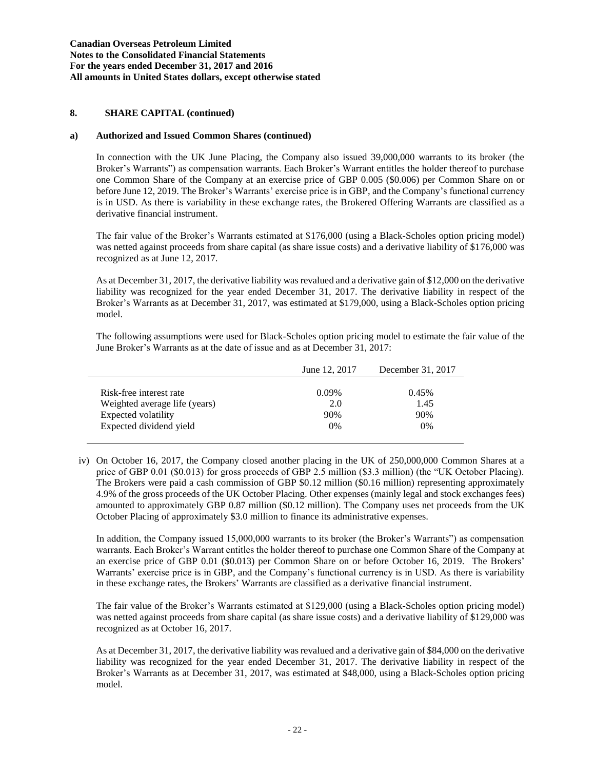## 8. SHARE CAPITAL (continued)

### a) Authorized and Issued Common Shares (continued)

In connection with the UK June Placing, the Company also issued 39,000,000 warrants to its broker (the Broker's Warrants") as compensation warrants. Each Broker's Warrant entitles the holder thereof to purchase one Common Share of the Company at an exercise price of GBP 0.005 ($0.006) per Common Share on or before June 12, 2019. The Broker's Warrants' exercise price is in GBP, and the Company's functional currency is in USD. As there is variability in these exchange rates, the Brokered Offering Warrants are classified as a derivative financial instrument.

The fair value of the Broker's Warrants estimated at $176,000 (using a Black-Scholes option pricing model) was netted against proceeds from share capital (as share issue costs) and a derivative liability of $176,000 was recognized as at June 12, 2017.

As at December 31, 2017, the derivative liability was revalued and a derivative gain of $12,000 on the derivative liability was recognized for the year ended December 31, 2017. The derivative liability in respect of the Broker's Warrants as at December 31, 2017, was estimated at $179,000, using a Black-Scholes option pricing model.

The following assumptions were used for Black-Scholes option pricing model to estimate the fair value of the June Broker's Warrants as at the date of issue and as at December 31, 2017:

| | June 12, 2017 | December 31, 2017 |
|---|---|---|
| Risk-free interest rate | 0.09% | 0.45% |
| Weighted average life (years) | 2.0 | 1.45 |
| Expected volatility | 90% | 90% |
| Expected dividend yield | 0% | 0% |

iv) On October 16, 2017, the Company closed another placing in the UK of 250,000,000 Common Shares at a price of GBP 0.01 ($0.013) for gross proceeds of GBP 2.5 million ($3.3 million) (the "UK October Placing). The Brokers were paid a cash commission of GBP $0.12 million ($0.16 million) representing approximately 4.9% of the gross proceeds of the UK October Placing. Other expenses (mainly legal and stock exchanges fees) amounted to approximately GBP 0.87 million ($0.12 million). The Company uses net proceeds from the UK October Placing of approximately $3.0 million to finance its administrative expenses.

In addition, the Company issued 15,000,000 warrants to its broker (the Broker's Warrants") as compensation warrants. Each Broker's Warrant entitles the holder thereof to purchase one Common Share of the Company at an exercise price of GBP 0.01 ($0.013) per Common Share on or before October 16, 2019. The Brokers' Warrants' exercise price is in GBP, and the Company's functional currency is in USD. As there is variability in these exchange rates, the Brokers' Warrants are classified as a derivative financial instrument.

The fair value of the Broker's Warrants estimated at $129,000 (using a Black-Scholes option pricing model) was netted against proceeds from share capital (as share issue costs) and a derivative liability of $129,000 was recognized as at October 16, 2017.

As at December 31, 2017, the derivative liability was revalued and a derivative gain of $84,000 on the derivative liability was recognized for the year ended December 31, 2017. The derivative liability in respect of the Broker's Warrants as at December 31, 2017, was estimated at $48,000, using a Black-Scholes option pricing model.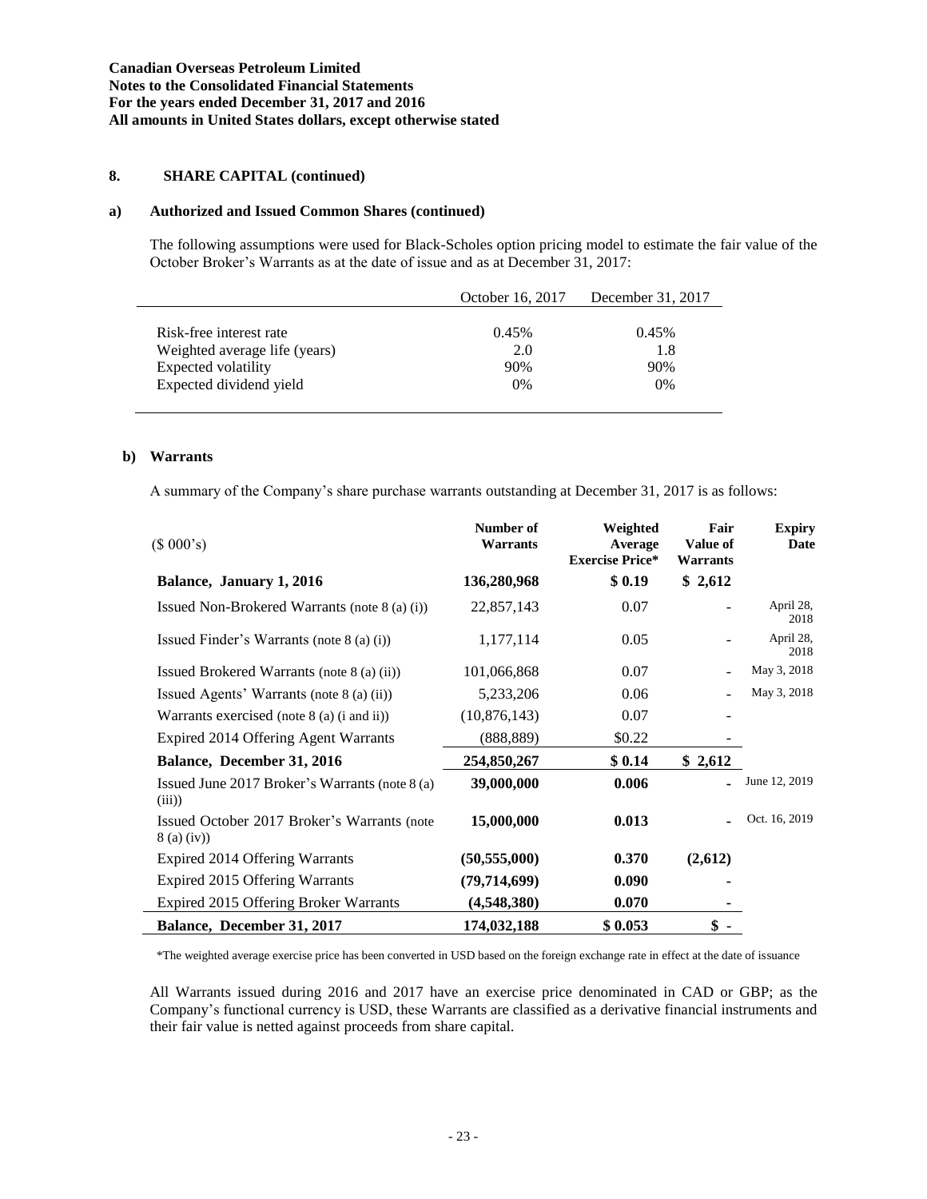## 8. SHARE CAPITAL (continued)

### a) Authorized and Issued Common Shares (continued)

The following assumptions were used for Black-Scholes option pricing model to estimate the fair value of the October Broker's Warrants as at the date of issue and as at December 31, 2017:

| | October 16, 2017 | December 31, 2017 |
|---|---|---|
| Risk-free interest rate | 0.45% | 0.45% |
| Weighted average life (years) | 2.0 | 1.8 |
| Expected volatility | 90% | 90% |
| Expected dividend yield | 0% | 0% |

### b) Warrants

A summary of the Company's share purchase warrants outstanding at December 31, 2017 is as follows:

| ($ 000's) | Number of Warrants | Weighted Average Exercise Price* | Fair Value of Warrants | Expiry Date |
|---|---|---|---|---|
| **Balance, January 1, 2016** | **136,280,968** | **$ 0.19** | **$ 2,612** | |
| Issued Non-Brokered Warrants (note 8 (a) (i)) | 22,857,143 | 0.07 | - | April 28, 2018 |
| Issued Finder's Warrants (note 8 (a) (i)) | 1,177,114 | 0.05 | - | April 28, 2018 |
| Issued Brokered Warrants (note 8 (a) (ii)) | 101,066,868 | 0.07 | - | May 3, 2018 |
| Issued Agents' Warrants (note 8 (a) (ii)) | 5,233,206 | 0.06 | - | May 3, 2018 |
| Warrants exercised (note 8 (a) (i and ii)) | (10,876,143) | 0.07 | - | |
| Expired 2014 Offering Agent Warrants | (888,889) | $0.22 | - | |
| **Balance, December 31, 2016** | **254,850,267** | **$ 0.14** | **$ 2,612** | |
| Issued June 2017 Broker's Warrants (note 8 (a) (iii)) | **39,000,000** | **0.006** | **-** | June 12, 2019 |
| Issued October 2017 Broker's Warrants (note 8 (a) (iv)) | **15,000,000** | **0.013** | **-** | Oct. 16, 2019 |
| Expired 2014 Offering Warrants | **(50,555,000)** | **0.370** | **(2,612)** | |
| Expired 2015 Offering Warrants | **(79,714,699)** | **0.090** | **-** | |
| Expired 2015 Offering Broker Warrants | **(4,548,380)** | **0.070** | **-** | |
| **Balance, December 31, 2017** | **174,032,188** | **$ 0.053** | **$ -** | |

*The weighted average exercise price has been converted in USD based on the foreign exchange rate in effect at the date of issuance

All Warrants issued during 2016 and 2017 have an exercise price denominated in CAD or GBP; as the Company's functional currency is USD, these Warrants are classified as a derivative financial instruments and their fair value is netted against proceeds from share capital.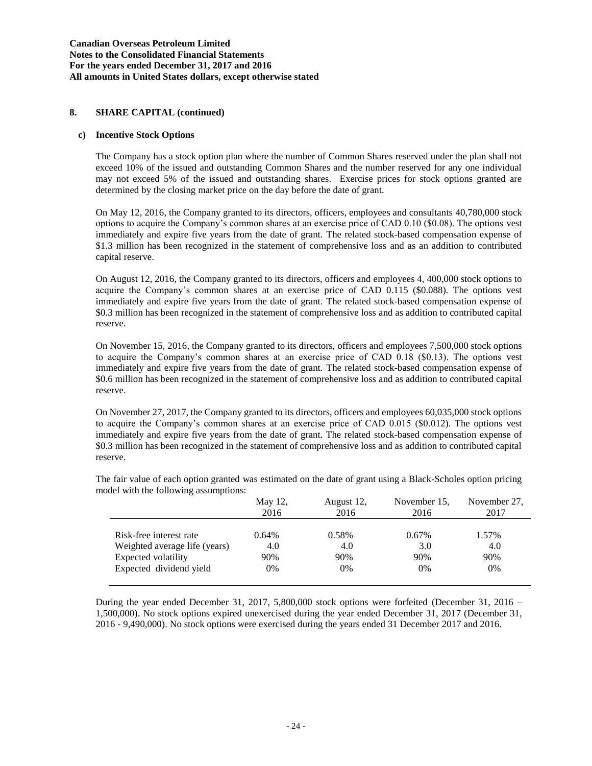**Canadian Overseas Petroleum Limited**
**Notes to the Consolidated Financial Statements**
**For the years ended December 31, 2017 and 2016**
**All amounts in United States dollars, except otherwise stated**

## 8. SHARE CAPITAL (continued)

### c) Incentive Stock Options

The Company has a stock option plan where the number of Common Shares reserved under the plan shall not exceed 10% of the issued and outstanding Common Shares and the number reserved for any one individual may not exceed 5% of the issued and outstanding shares. Exercise prices for stock options granted are determined by the closing market price on the day before the date of grant.

On May 12, 2016, the Company granted to its directors, officers, employees and consultants 40,780,000 stock options to acquire the Company's common shares at an exercise price of CAD 0.10 ($0.08). The options vest immediately and expire five years from the date of grant. The related stock-based compensation expense of $1.3 million has been recognized in the statement of comprehensive loss and as an addition to contributed capital reserve.

On August 12, 2016, the Company granted to its directors, officers and employees 4, 400,000 stock options to acquire the Company's common shares at an exercise price of CAD 0.115 ($0.088). The options vest immediately and expire five years from the date of grant. The related stock-based compensation expense of $0.3 million has been recognized in the statement of comprehensive loss and as addition to contributed capital reserve.

On November 15, 2016, the Company granted to its directors, officers and employees 7,500,000 stock options to acquire the Company's common shares at an exercise price of CAD 0.18 ($0.13). The options vest immediately and expire five years from the date of grant. The related stock-based compensation expense of $0.6 million has been recognized in the statement of comprehensive loss and as addition to contributed capital reserve.

On November 27, 2017, the Company granted to its directors, officers and employees 60,035,000 stock options to acquire the Company's common shares at an exercise price of CAD 0.015 ($0.012). The options vest immediately and expire five years from the date of grant. The related stock-based compensation expense of $0.3 million has been recognized in the statement of comprehensive loss and as addition to contributed capital reserve.

The fair value of each option granted was estimated on the date of grant using a Black-Scholes option pricing model with the following assumptions:

| | May 12, 2016 | August 12, 2016 | November 15, 2016 | November 27, 2017 |
|---|---|---|---|---|
| Risk-free interest rate | 0.64% | 0.58% | 0.67% | 1.57% |
| Weighted average life (years) | 4.0 | 4.0 | 3.0 | 4.0 |
| Expected volatility | 90% | 90% | 90% | 90% |
| Expected dividend yield | 0% | 0% | 0% | 0% |

During the year ended December 31, 2017, 5,800,000 stock options were forfeited (December 31, 2016 – 1,500,000). No stock options expired unexercised during the year ended December 31, 2017 (December 31, 2016 - 9,490,000). No stock options were exercised during the years ended 31 December 2017 and 2016.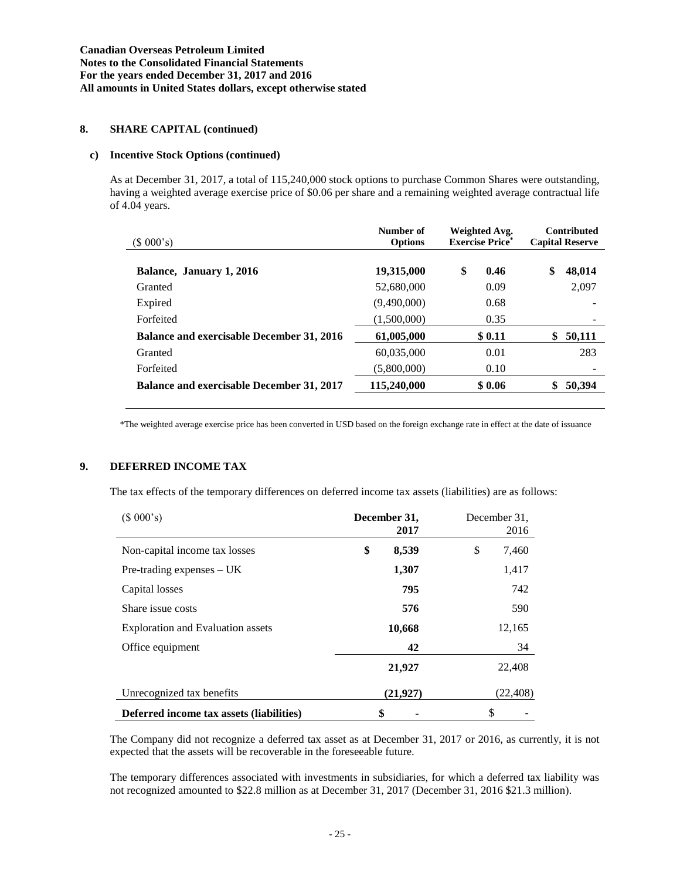Canadian Overseas Petroleum Limited
Notes to the Consolidated Financial Statements
For the years ended December 31, 2017 and 2016
All amounts in United States dollars, except otherwise stated

## 8. SHARE CAPITAL (continued)

### c) Incentive Stock Options (continued)

As at December 31, 2017, a total of 115,240,000 stock options to purchase Common Shares were outstanding, having a weighted average exercise price of $0.06 per share and a remaining weighted average contractual life of 4.04 years.

| ($ 000's) | Number of Options | Weighted Avg. Exercise Price* | Contributed Capital Reserve |
|---|---|---|---|
| **Balance, January 1, 2016** | **19,315,000** | **$ 0.46** | **$ 48,014** |
| Granted | 52,680,000 | 0.09 | 2,097 |
| Expired | (9,490,000) | 0.68 | - |
| Forfeited | (1,500,000) | 0.35 | - |
| **Balance and exercisable December 31, 2016** | **61,005,000** | **$ 0.11** | **$ 50,111** |
| Granted | 60,035,000 | 0.01 | 283 |
| Forfeited | (5,800,000) | 0.10 | - |
| **Balance and exercisable December 31, 2017** | **115,240,000** | **$ 0.06** | **$ 50,394** |

*The weighted average exercise price has been converted in USD based on the foreign exchange rate in effect at the date of issuance

## 9. DEFERRED INCOME TAX

The tax effects of the temporary differences on deferred income tax assets (liabilities) are as follows:

| ($ 000's) | **December 31, 2017** | December 31, 2016 |
|---|---|---|
| Non-capital income tax losses | **$ 8,539** | $ 7,460 |
| Pre-trading expenses – UK | **1,307** | 1,417 |
| Capital losses | **795** | 742 |
| Share issue costs | **576** | 590 |
| Exploration and Evaluation assets | **10,668** | 12,165 |
| Office equipment | **42** | 34 |
| | **21,927** | 22,408 |
| Unrecognized tax benefits | **(21,927)** | (22,408) |
| **Deferred income tax assets (liabilities)** | **$ -** | $ - |

The Company did not recognize a deferred tax asset as at December 31, 2017 or 2016, as currently, it is not expected that the assets will be recoverable in the foreseeable future.

The temporary differences associated with investments in subsidiaries, for which a deferred tax liability was not recognized amounted to $22.8 million as at December 31, 2017 (December 31, 2016 $21.3 million).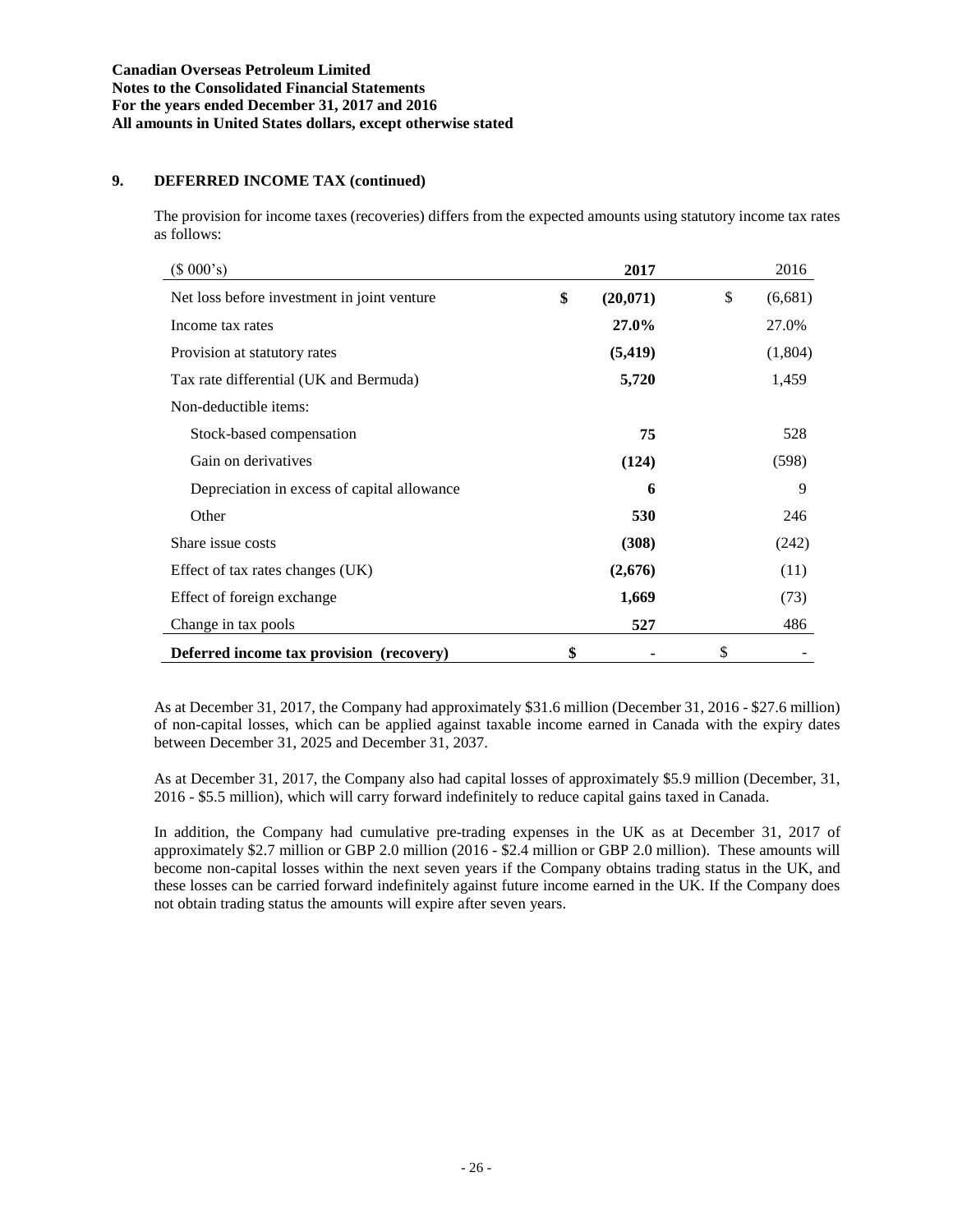## 9. DEFERRED INCOME TAX (continued)

The provision for income taxes (recoveries) differs from the expected amounts using statutory income tax rates as follows:

| ($ 000's) | **2017** | 2016 |
|---|---|---|
| Net loss before investment in joint venture | **$ (20,071)** | $ (6,681) |
| Income tax rates | **27.0%** | 27.0% |
| Provision at statutory rates | **(5,419)** | (1,804) |
| Tax rate differential (UK and Bermuda) | **5,720** | 1,459 |
| Non-deductible items: | | |
| Stock-based compensation | **75** | 528 |
| Gain on derivatives | **(124)** | (598) |
| Depreciation in excess of capital allowance | **6** | 9 |
| Other | **530** | 246 |
| Share issue costs | **(308)** | (242) |
| Effect of tax rates changes (UK) | **(2,676)** | (11) |
| Effect of foreign exchange | **1,669** | (73) |
| Change in tax pools | **527** | 486 |
| **Deferred income tax provision (recovery)** | **$ -** | $ - |

As at December 31, 2017, the Company had approximately $31.6 million (December 31, 2016 - $27.6 million) of non-capital losses, which can be applied against taxable income earned in Canada with the expiry dates between December 31, 2025 and December 31, 2037.

As at December 31, 2017, the Company also had capital losses of approximately $5.9 million (December, 31, 2016 - $5.5 million), which will carry forward indefinitely to reduce capital gains taxed in Canada.

In addition, the Company had cumulative pre-trading expenses in the UK as at December 31, 2017 of approximately $2.7 million or GBP 2.0 million (2016 - $2.4 million or GBP 2.0 million). These amounts will become non-capital losses within the next seven years if the Company obtains trading status in the UK, and these losses can be carried forward indefinitely against future income earned in the UK. If the Company does not obtain trading status the amounts will expire after seven years.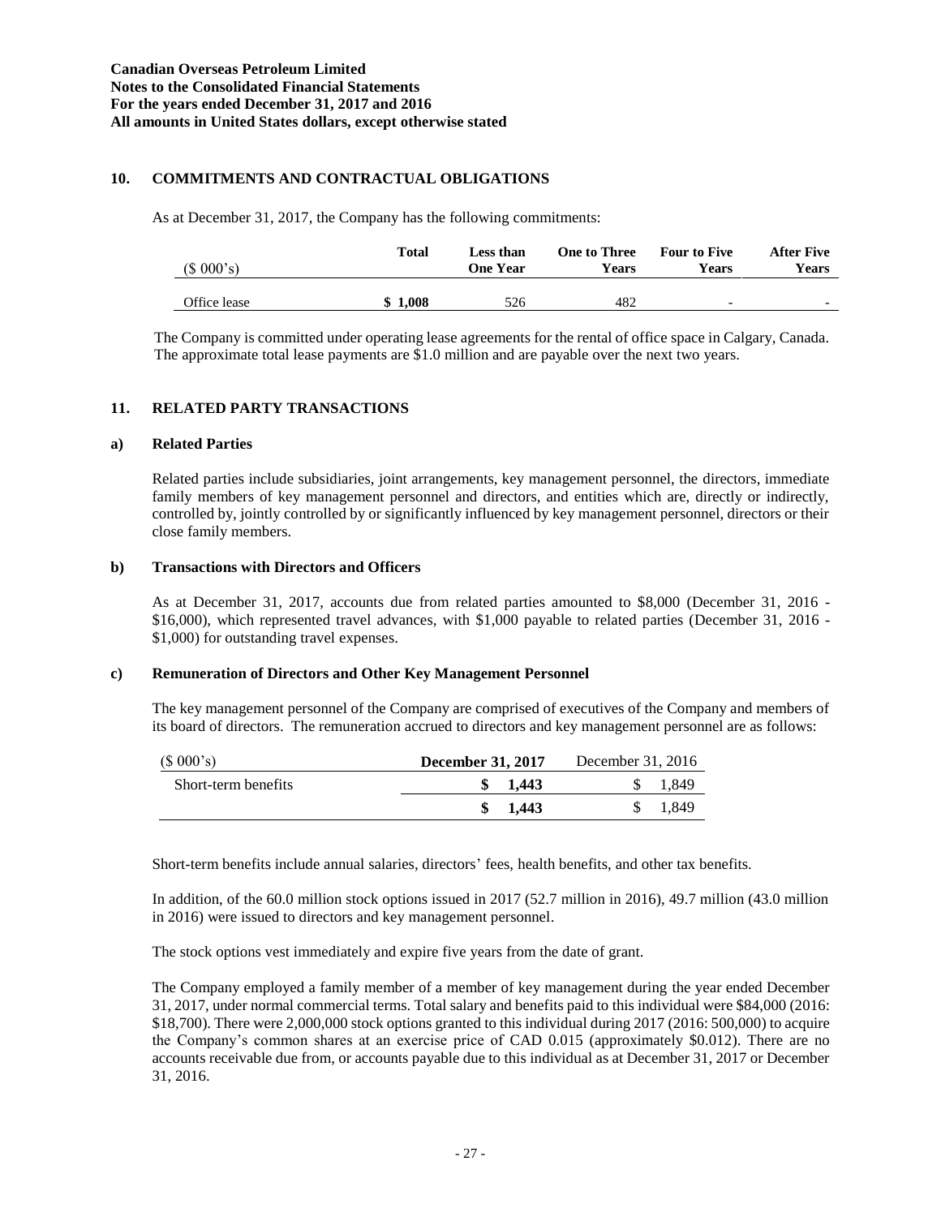## 10. COMMITMENTS AND CONTRACTUAL OBLIGATIONS

As at December 31, 2017, the Company has the following commitments:

| ($ 000's) | Total | Less than One Year | One to Three Years | Four to Five Years | After Five Years |
|---|---|---|---|---|---|
| Office lease | **$ 1,008** | 526 | 482 | - | - |

The Company is committed under operating lease agreements for the rental of office space in Calgary, Canada. The approximate total lease payments are $1.0 million and are payable over the next two years.

## 11. RELATED PARTY TRANSACTIONS

### a) Related Parties

Related parties include subsidiaries, joint arrangements, key management personnel, the directors, immediate family members of key management personnel and directors, and entities which are, directly or indirectly, controlled by, jointly controlled by or significantly influenced by key management personnel, directors or their close family members.

### b) Transactions with Directors and Officers

As at December 31, 2017, accounts due from related parties amounted to $8,000 (December 31, 2016 - $16,000), which represented travel advances, with $1,000 payable to related parties (December 31, 2016 - $1,000) for outstanding travel expenses.

### c) Remuneration of Directors and Other Key Management Personnel

The key management personnel of the Company are comprised of executives of the Company and members of its board of directors. The remuneration accrued to directors and key management personnel are as follows:

| ($ 000's) | December 31, 2017 | December 31, 2016 |
|---|---|---|
| Short-term benefits | **$ 1,443** | $ 1,849 |
| | **$ 1,443** | $ 1,849 |

Short-term benefits include annual salaries, directors' fees, health benefits, and other tax benefits.

In addition, of the 60.0 million stock options issued in 2017 (52.7 million in 2016), 49.7 million (43.0 million in 2016) were issued to directors and key management personnel.

The stock options vest immediately and expire five years from the date of grant.

The Company employed a family member of a member of key management during the year ended December 31, 2017, under normal commercial terms. Total salary and benefits paid to this individual were $84,000 (2016: $18,700). There were 2,000,000 stock options granted to this individual during 2017 (2016: 500,000) to acquire the Company's common shares at an exercise price of CAD 0.015 (approximately $0.012). There are no accounts receivable due from, or accounts payable due to this individual as at December 31, 2017 or December 31, 2016.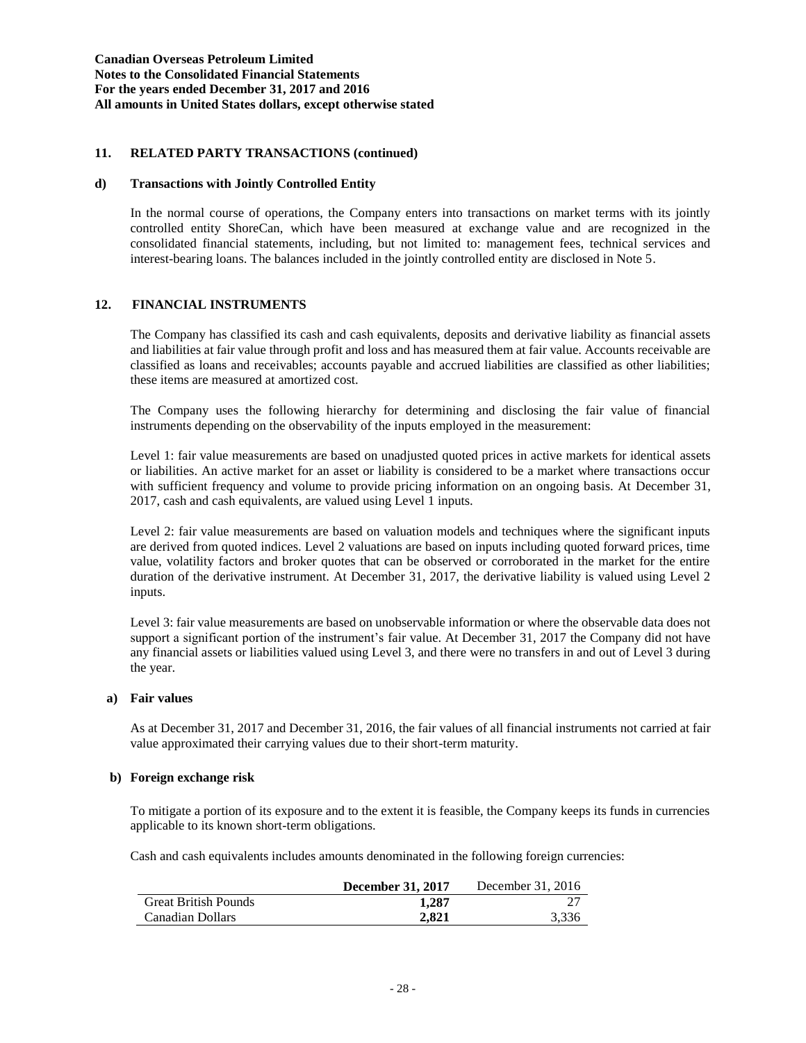## 11. RELATED PARTY TRANSACTIONS (continued)

### d) Transactions with Jointly Controlled Entity

In the normal course of operations, the Company enters into transactions on market terms with its jointly controlled entity ShoreCan, which have been measured at exchange value and are recognized in the consolidated financial statements, including, but not limited to: management fees, technical services and interest-bearing loans. The balances included in the jointly controlled entity are disclosed in Note 5.

## 12. FINANCIAL INSTRUMENTS

The Company has classified its cash and cash equivalents, deposits and derivative liability as financial assets and liabilities at fair value through profit and loss and has measured them at fair value. Accounts receivable are classified as loans and receivables; accounts payable and accrued liabilities are classified as other liabilities; these items are measured at amortized cost.

The Company uses the following hierarchy for determining and disclosing the fair value of financial instruments depending on the observability of the inputs employed in the measurement:

Level 1: fair value measurements are based on unadjusted quoted prices in active markets for identical assets or liabilities. An active market for an asset or liability is considered to be a market where transactions occur with sufficient frequency and volume to provide pricing information on an ongoing basis. At December 31, 2017, cash and cash equivalents, are valued using Level 1 inputs.

Level 2: fair value measurements are based on valuation models and techniques where the significant inputs are derived from quoted indices. Level 2 valuations are based on inputs including quoted forward prices, time value, volatility factors and broker quotes that can be observed or corroborated in the market for the entire duration of the derivative instrument. At December 31, 2017, the derivative liability is valued using Level 2 inputs.

Level 3: fair value measurements are based on unobservable information or where the observable data does not support a significant portion of the instrument's fair value. At December 31, 2017 the Company did not have any financial assets or liabilities valued using Level 3, and there were no transfers in and out of Level 3 during the year.

### a) Fair values

As at December 31, 2017 and December 31, 2016, the fair values of all financial instruments not carried at fair value approximated their carrying values due to their short-term maturity.

### b) Foreign exchange risk

To mitigate a portion of its exposure and to the extent it is feasible, the Company keeps its funds in currencies applicable to its known short-term obligations.

Cash and cash equivalents includes amounts denominated in the following foreign currencies:

| | **December 31, 2017** | December 31, 2016 |
|---|---|---|
| Great British Pounds | **1,287** | 27 |
| Canadian Dollars | **2,821** | 3,336 |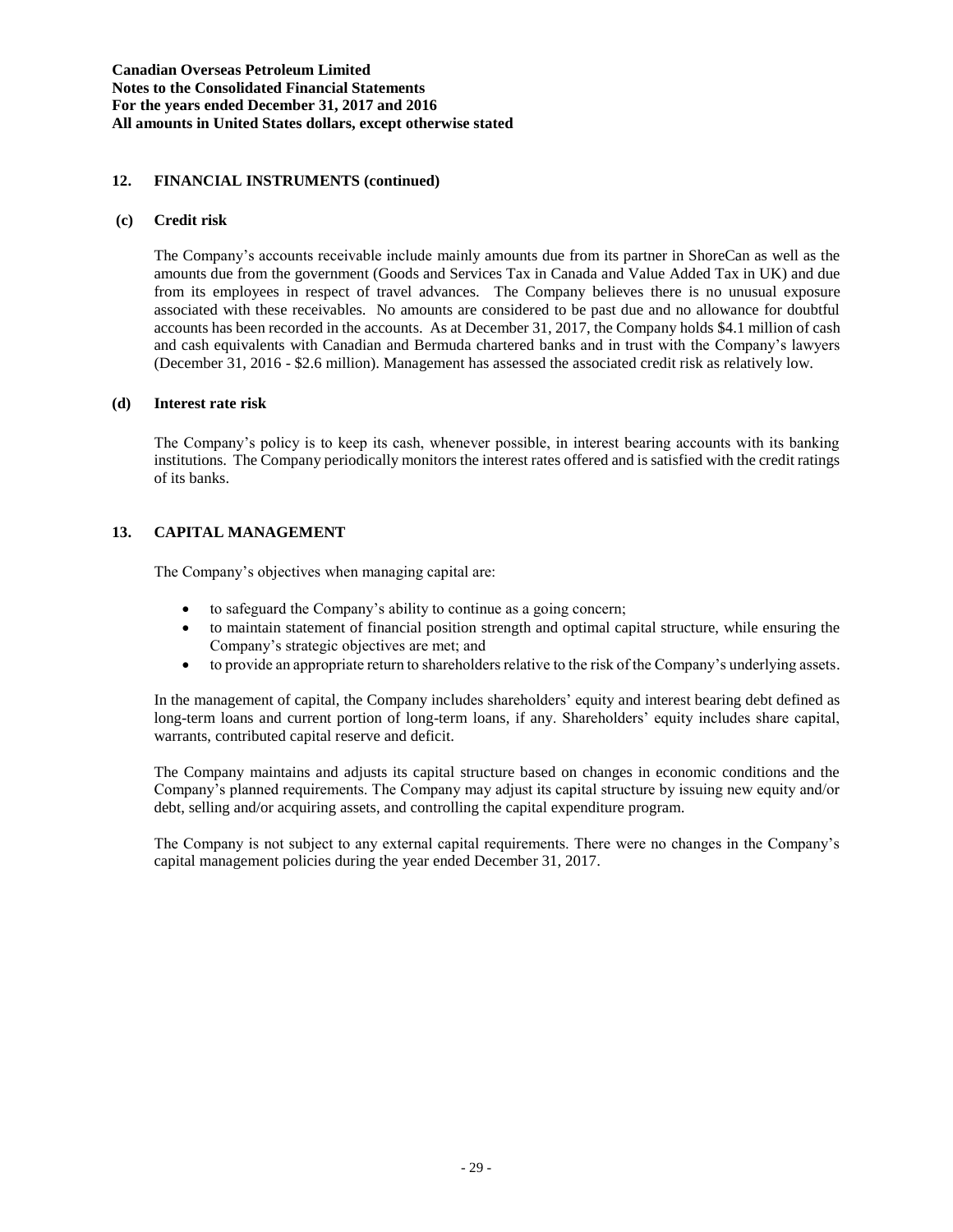## 12. FINANCIAL INSTRUMENTS (continued)

### (c) Credit risk

The Company's accounts receivable include mainly amounts due from its partner in ShoreCan as well as the amounts due from the government (Goods and Services Tax in Canada and Value Added Tax in UK) and due from its employees in respect of travel advances. The Company believes there is no unusual exposure associated with these receivables. No amounts are considered to be past due and no allowance for doubtful accounts has been recorded in the accounts. As at December 31, 2017, the Company holds $4.1 million of cash and cash equivalents with Canadian and Bermuda chartered banks and in trust with the Company's lawyers (December 31, 2016 - $2.6 million). Management has assessed the associated credit risk as relatively low.

### (d) Interest rate risk

The Company's policy is to keep its cash, whenever possible, in interest bearing accounts with its banking institutions. The Company periodically monitors the interest rates offered and is satisfied with the credit ratings of its banks.

## 13. CAPITAL MANAGEMENT

The Company's objectives when managing capital are:

- to safeguard the Company's ability to continue as a going concern;
- to maintain statement of financial position strength and optimal capital structure, while ensuring the Company's strategic objectives are met; and
- to provide an appropriate return to shareholders relative to the risk of the Company's underlying assets.

In the management of capital, the Company includes shareholders' equity and interest bearing debt defined as long-term loans and current portion of long-term loans, if any. Shareholders' equity includes share capital, warrants, contributed capital reserve and deficit.

The Company maintains and adjusts its capital structure based on changes in economic conditions and the Company's planned requirements. The Company may adjust its capital structure by issuing new equity and/or debt, selling and/or acquiring assets, and controlling the capital expenditure program.

The Company is not subject to any external capital requirements. There were no changes in the Company's capital management policies during the year ended December 31, 2017.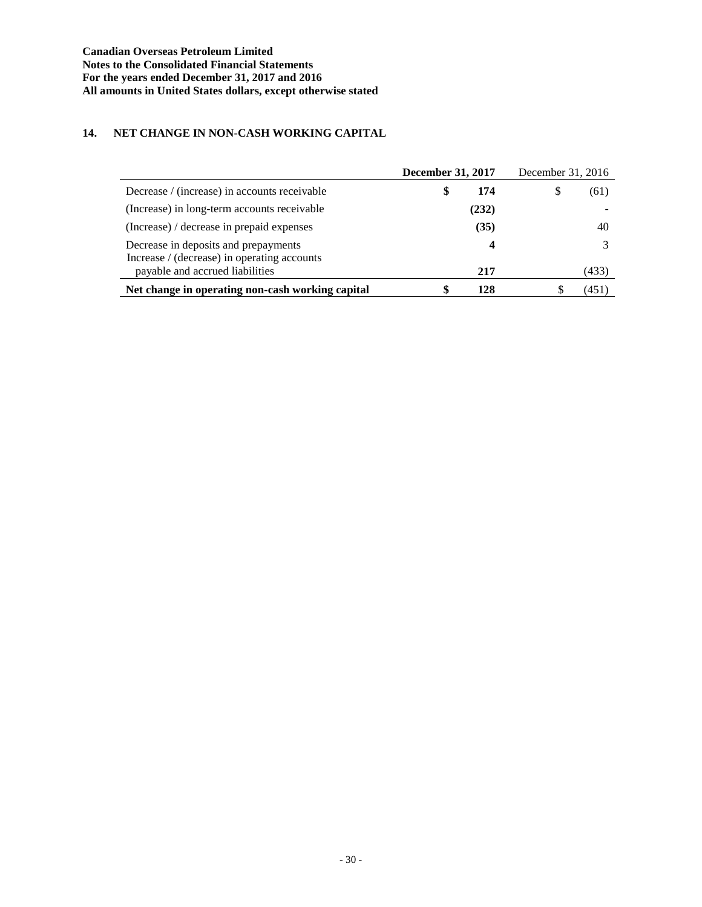## 14. NET CHANGE IN NON-CASH WORKING CAPITAL

| | December 31, 2017 | December 31, 2016 |
|---|---|---|
| Decrease / (increase) in accounts receivable | $ 174 | $ (61) |
| (Increase) in long-term accounts receivable | (232) | - |
| (Increase) / decrease in prepaid expenses | (35) | 40 |
| Decrease in deposits and prepayments | 4 | 3 |
| Increase / (decrease) in operating accounts payable and accrued liabilities | 217 | (433) |
| **Net change in operating non-cash working capital** | **$ 128** | $ (451) |